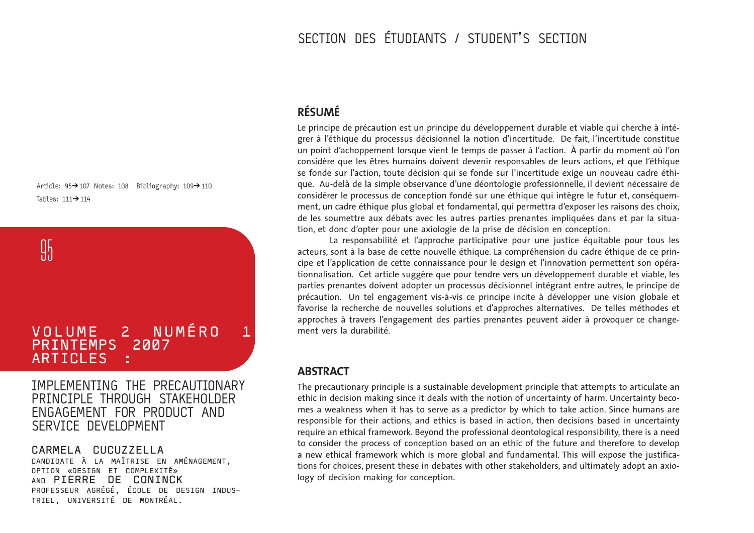# IMPLEMENTING THE PRECAUTIONARY PRINCIPLE THROUGH STAKEHOLDER ENGAGEMENT FOR PRODUCT AND SERVICE DEVELOPMENT

**CARMELA CUCUZZELLA**
CANDIDATE À LA MAÎTRISE EN AMÉNAGEMENT, OPTION «DESIGN ET COMPLEXITÉ»
AND **PIERRE DE CONINCK**
PROFESSEUR AGRÉGÉ, ÉCOLE DE DESIGN INDUSTRIEL, UNIVERSITÉ DE MONTRÉAL.

Article: 95→107 Notes: 108 Bibliography: 109→110
Tables: 111→114

## RÉSUMÉ

Le principe de précaution est un principe du développement durable et viable qui cherche à intégrer à l'éthique du processus décisionnel la notion d'incertitude. De fait, l'incertitude constitue un point d'achoppement lorsque vient le temps de passer à l'action. À partir du moment où l'on considère que les êtres humains doivent devenir responsables de leurs actions, et que l'éthique se fonde sur l'action, toute décision qui se fonde sur l'incertitude exige un nouveau cadre éthique. Au-delà de la simple observance d'une déontologie professionnelle, il devient nécessaire de considérer le processus de conception fondé sur une éthique qui intègre le futur et, conséquemment, un cadre éthique plus global et fondamental, qui permettra d'exposer les raisons des choix, de les soumettre aux débats avec les autres parties prenantes impliquées dans et par la situation, et donc d'opter pour une axiologie de la prise de décision en conception.

La responsabilité et l'approche participative pour une justice équitable pour tous les acteurs, sont à la base de cette nouvelle éthique. La compréhension du cadre éthique de ce principe et l'application de cette connaissance pour le design et l'innovation permettent son opérationnalisation. Cet article suggère que pour tendre vers un développement durable et viable, les parties prenantes doivent adopter un processus décisionnel intégrant entre autres, le principe de précaution. Un tel engagement vis-à-vis ce principe incite à développer une vision globale et favorise la recherche de nouvelles solutions et d'approches alternatives. De telles méthodes et approches à travers l'engagement des parties prenantes peuvent aider à provoquer ce changement vers la durabilité.

## ABSTRACT

The precautionary principle is a sustainable development principle that attempts to articulate an ethic in decision making since it deals with the notion of uncertainty of harm. Uncertainty becomes a weakness when it has to serve as a predictor by which to take action. Since humans are responsible for their actions, and ethics is based in action, then decisions based in uncertainty require an ethical framework. Beyond the professional deontological responsibility, there is a need to consider the process of conception based on an ethic of the future and therefore to develop a new ethical framework which is more global and fundamental. This will expose the justifications for choices, present these in debates with other stakeholders, and ultimately adopt an axiology of decision making for conception.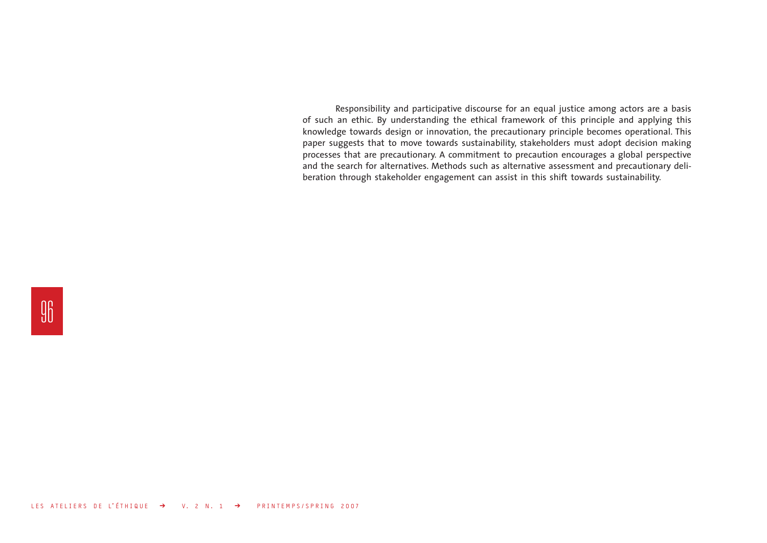Responsibility and participative discourse for an equal justice among actors are a basis of such an ethic. By understanding the ethical framework of this principle and applying this knowledge towards design or innovation, the precautionary principle becomes operational. This paper suggests that to move towards sustainability, stakeholders must adopt decision making processes that are precautionary. A commitment to precaution encourages a global perspective and the search for alternatives. Methods such as alternative assessment and precautionary deliberation through stakeholder engagement can assist in this shift towards sustainability.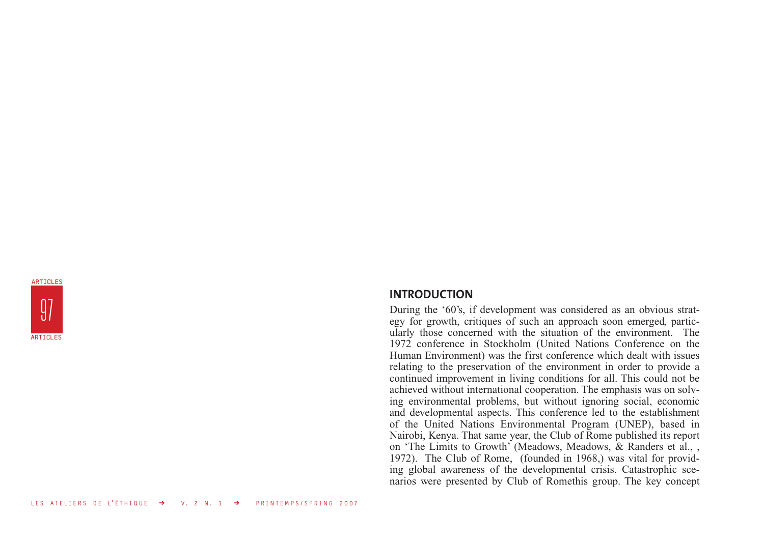## INTRODUCTION

During the '60's, if development was considered as an obvious strategy for growth, critiques of such an approach soon emerged, particularly those concerned with the situation of the environment. The 1972 conference in Stockholm (United Nations Conference on the Human Environment) was the first conference which dealt with issues relating to the preservation of the environment in order to provide a continued improvement in living conditions for all. This could not be achieved without international cooperation. The emphasis was on solving environmental problems, but without ignoring social, economic and developmental aspects. This conference led to the establishment of the United Nations Environmental Program (UNEP), based in Nairobi, Kenya. That same year, the Club of Rome published its report on 'The Limits to Growth' (Meadows, Meadows, & Randers et al., , 1972). The Club of Rome, (founded in 1968,) was vital for providing global awareness of the developmental crisis. Catastrophic scenarios were presented by Club of Romethis group. The key concept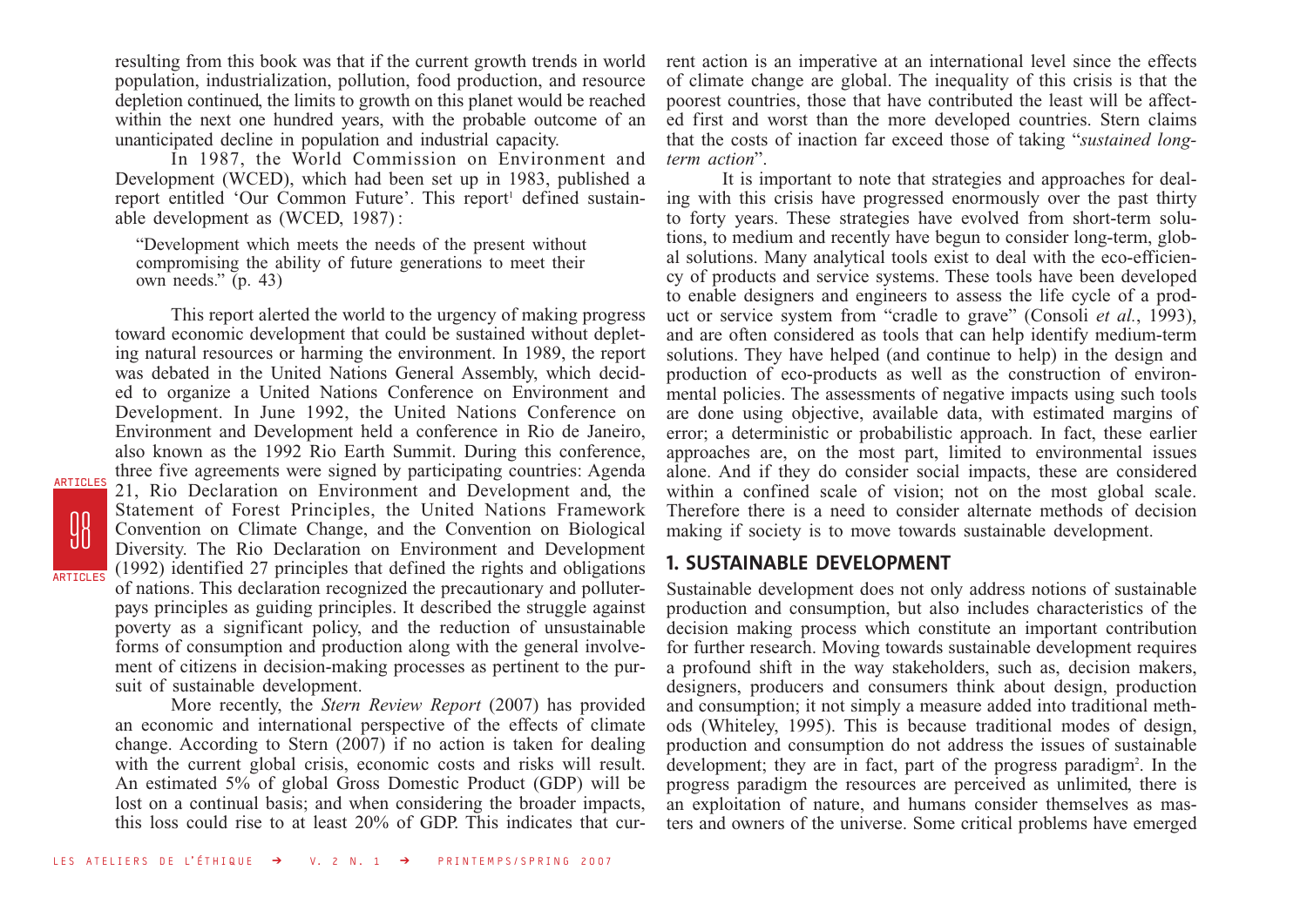resulting from this book was that if the current growth trends in world population, industrialization, pollution, food production, and resource depletion continued, the limits to growth on this planet would be reached within the next one hundred years, with the probable outcome of an unanticipated decline in population and industrial capacity.

In 1987, the World Commission on Environment and Development (WCED), which had been set up in 1983, published a report entitled 'Our Common Future'. This report[1] defined sustainable development as (WCED, 1987) :

> "Development which meets the needs of the present without compromising the ability of future generations to meet their own needs." (p. 43)

This report alerted the world to the urgency of making progress toward economic development that could be sustained without depleting natural resources or harming the environment. In 1989, the report was debated in the United Nations General Assembly, which decided to organize a United Nations Conference on Environment and Development. In June 1992, the United Nations Conference on Environment and Development held a conference in Rio de Janeiro, also known as the 1992 Rio Earth Summit. During this conference, three five agreements were signed by participating countries: Agenda 21, Rio Declaration on Environment and Development and, the Statement of Forest Principles, the United Nations Framework Convention on Climate Change, and the Convention on Biological Diversity. The Rio Declaration on Environment and Development (1992) identified 27 principles that defined the rights and obligations of nations. This declaration recognized the precautionary and polluter-pays principles as guiding principles. It described the struggle against poverty as a significant policy, and the reduction of unsustainable forms of consumption and production along with the general involvement of citizens in decision-making processes as pertinent to the pursuit of sustainable development.

More recently, the *Stern Review Report* (2007) has provided an economic and international perspective of the effects of climate change. According to Stern (2007) if no action is taken for dealing with the current global crisis, economic costs and risks will result. An estimated 5% of global Gross Domestic Product (GDP) will be lost on a continual basis; and when considering the broader impacts, this loss could rise to at least 20% of GDP. This indicates that current action is an imperative at an international level since the effects of climate change are global. The inequality of this crisis is that the poorest countries, those that have contributed the least will be affected first and worst than the more developed countries. Stern claims that the costs of inaction far exceed those of taking "*sustained long-term action*".

It is important to note that strategies and approaches for dealing with this crisis have progressed enormously over the past thirty to forty years. These strategies have evolved from short-term solutions, to medium and recently have begun to consider long-term, global solutions. Many analytical tools exist to deal with the eco-efficiency of products and service systems. These tools have been developed to enable designers and engineers to assess the life cycle of a product or service system from "cradle to grave" (Consoli *et al.*, 1993), and are often considered as tools that can help identify medium-term solutions. They have helped (and continue to help) in the design and production of eco-products as well as the construction of environmental policies. The assessments of negative impacts using such tools are done using objective, available data, with estimated margins of error; a deterministic or probabilistic approach. In fact, these earlier approaches are, on the most part, limited to environmental issues alone. And if they do consider social impacts, these are considered within a confined scale of vision; not on the most global scale. Therefore there is a need to consider alternate methods of decision making if society is to move towards sustainable development.

## 1. SUSTAINABLE DEVELOPMENT

Sustainable development does not only address notions of sustainable production and consumption, but also includes characteristics of the decision making process which constitute an important contribution for further research. Moving towards sustainable development requires a profound shift in the way stakeholders, such as, decision makers, designers, producers and consumers think about design, production and consumption; it not simply a measure added into traditional methods (Whiteley, 1995). This is because traditional modes of design, production and consumption do not address the issues of sustainable development; they are in fact, part of the progress paradigm[2]. In the progress paradigm the resources are perceived as unlimited, there is an exploitation of nature, and humans consider themselves as masters and owners of the universe. Some critical problems have emerged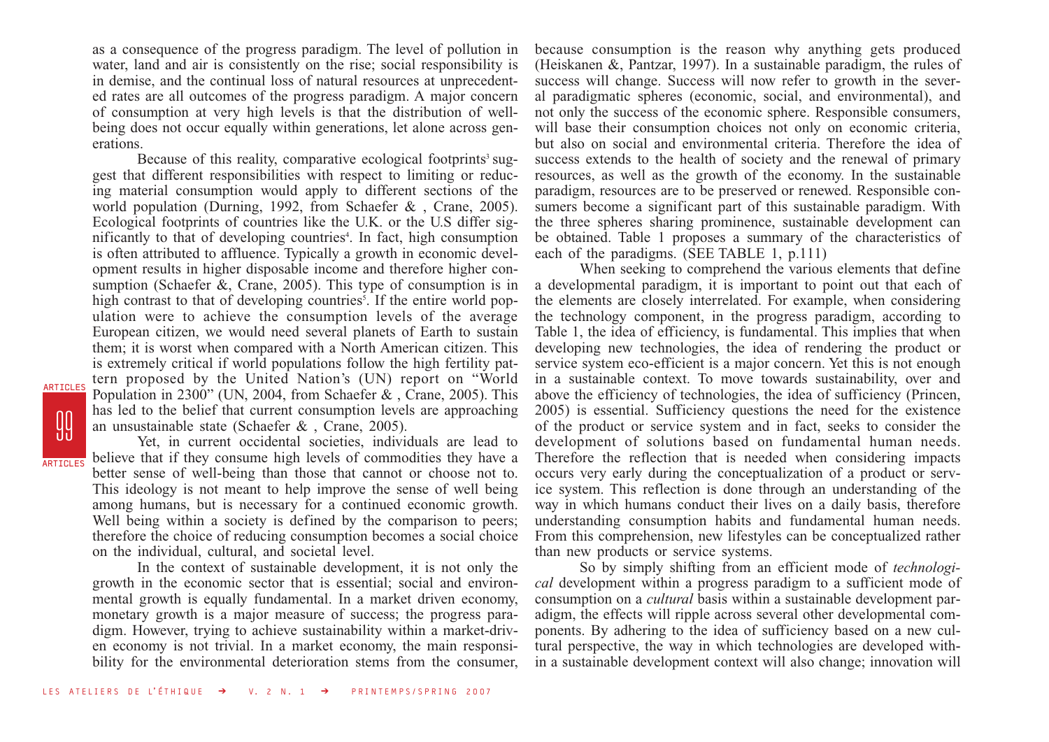as a consequence of the progress paradigm. The level of pollution in water, land and air is consistently on the rise; social responsibility is in demise, and the continual loss of natural resources at unprecedented rates are all outcomes of the progress paradigm. A major concern of consumption at very high levels is that the distribution of well-being does not occur equally within generations, let alone across generations.

Because of this reality, comparative ecological footprints[3] suggest that different responsibilities with respect to limiting or reducing material consumption would apply to different sections of the world population (Durning, 1992, from Schaefer & , Crane, 2005). Ecological footprints of countries like the U.K. or the U.S differ significantly to that of developing countries[4]. In fact, high consumption is often attributed to affluence. Typically a growth in economic development results in higher disposable income and therefore higher consumption (Schaefer &, Crane, 2005). This type of consumption is in high contrast to that of developing countries[5]. If the entire world population were to achieve the consumption levels of the average European citizen, we would need several planets of Earth to sustain them; it is worst when compared with a North American citizen. This is extremely critical if world populations follow the high fertility pattern proposed by the United Nation's (UN) report on "World Population in 2300" (UN, 2004, from Schaefer & , Crane, 2005). This has led to the belief that current consumption levels are approaching an unsustainable state (Schaefer & , Crane, 2005).

Yet, in current occidental societies, individuals are lead to believe that if they consume high levels of commodities they have a better sense of well-being than those that cannot or choose not to. This ideology is not meant to help improve the sense of well being among humans, but is necessary for a continued economic growth. Well being within a society is defined by the comparison to peers; therefore the choice of reducing consumption becomes a social choice on the individual, cultural, and societal level.

In the context of sustainable development, it is not only the growth in the economic sector that is essential; social and environmental growth is equally fundamental. In a market driven economy, monetary growth is a major measure of success; the progress paradigm. However, trying to achieve sustainability within a market-driven economy is not trivial. In a market economy, the main responsibility for the environmental deterioration stems from the consumer, because consumption is the reason why anything gets produced (Heiskanen &, Pantzar, 1997). In a sustainable paradigm, the rules of success will change. Success will now refer to growth in the several paradigmatic spheres (economic, social, and environmental), and not only the success of the economic sphere. Responsible consumers, will base their consumption choices not only on economic criteria, but also on social and environmental criteria. Therefore the idea of success extends to the health of society and the renewal of primary resources, as well as the growth of the economy. In the sustainable paradigm, resources are to be preserved or renewed. Responsible consumers become a significant part of this sustainable paradigm. With the three spheres sharing prominence, sustainable development can be obtained. Table 1 proposes a summary of the characteristics of each of the paradigms. (SEE TABLE 1, p.111)

When seeking to comprehend the various elements that define a developmental paradigm, it is important to point out that each of the elements are closely interrelated. For example, when considering the technology component, in the progress paradigm, according to Table 1, the idea of efficiency, is fundamental. This implies that when developing new technologies, the idea of rendering the product or service system eco-efficient is a major concern. Yet this is not enough in a sustainable context. To move towards sustainability, over and above the efficiency of technologies, the idea of sufficiency (Princen, 2005) is essential. Sufficiency questions the need for the existence of the product or service system and in fact, seeks to consider the development of solutions based on fundamental human needs. Therefore the reflection that is needed when considering impacts occurs very early during the conceptualization of a product or service system. This reflection is done through an understanding of the way in which humans conduct their lives on a daily basis, therefore understanding consumption habits and fundamental human needs. From this comprehension, new lifestyles can be conceptualized rather than new products or service systems.

So by simply shifting from an efficient mode of *technological* development within a progress paradigm to a sufficient mode of consumption on a *cultural* basis within a sustainable development paradigm, the effects will ripple across several other developmental components. By adhering to the idea of sufficiency based on a new cultural perspective, the way in which technologies are developed within a sustainable development context will also change; innovation will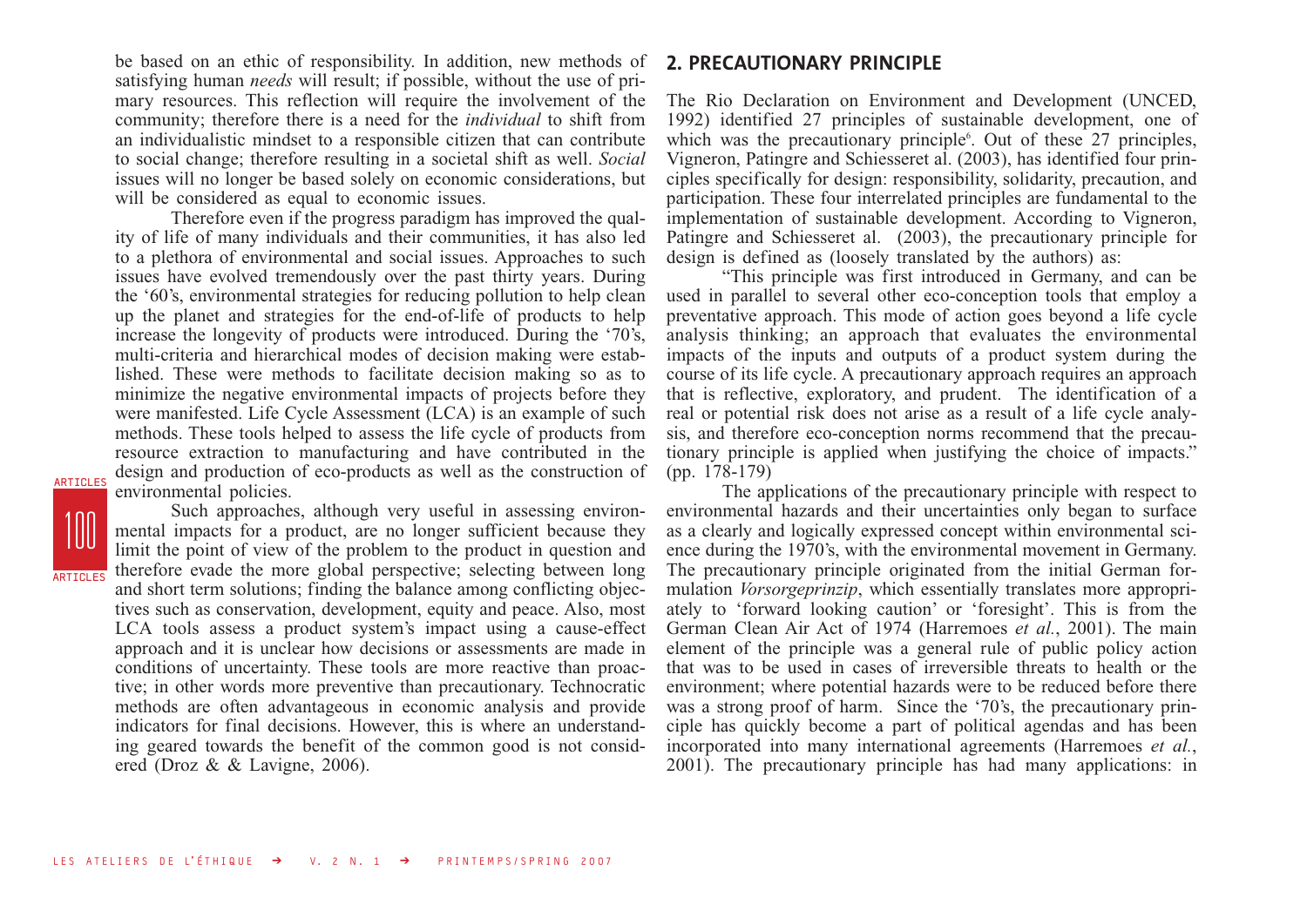be based on an ethic of responsibility. In addition, new methods of satisfying human *needs* will result; if possible, without the use of primary resources. This reflection will require the involvement of the community; therefore there is a need for the *individual* to shift from an individualistic mindset to a responsible citizen that can contribute to social change; therefore resulting in a societal shift as well. *Social* issues will no longer be based solely on economic considerations, but will be considered as equal to economic issues.

Therefore even if the progress paradigm has improved the quality of life of many individuals and their communities, it has also led to a plethora of environmental and social issues. Approaches to such issues have evolved tremendously over the past thirty years. During the '60's, environmental strategies for reducing pollution to help clean up the planet and strategies for the end-of-life of products to help increase the longevity of products were introduced. During the '70's, multi-criteria and hierarchical modes of decision making were established. These were methods to facilitate decision making so as to minimize the negative environmental impacts of projects before they were manifested. Life Cycle Assessment (LCA) is an example of such methods. These tools helped to assess the life cycle of products from resource extraction to manufacturing and have contributed in the design and production of eco-products as well as the construction of environmental policies.

Such approaches, although very useful in assessing environmental impacts for a product, are no longer sufficient because they limit the point of view of the problem to the product in question and therefore evade the more global perspective; selecting between long and short term solutions; finding the balance among conflicting objectives such as conservation, development, equity and peace. Also, most LCA tools assess a product system's impact using a cause-effect approach and it is unclear how decisions or assessments are made in conditions of uncertainty. These tools are more reactive than proactive; in other words more preventive than precautionary. Technocratic methods are often advantageous in economic analysis and provide indicators for final decisions. However, this is where an understanding geared towards the benefit of the common good is not considered (Droz & & Lavigne, 2006).

## 2. PRECAUTIONARY PRINCIPLE

The Rio Declaration on Environment and Development (UNCED, 1992) identified 27 principles of sustainable development, one of which was the precautionary principle[6]. Out of these 27 principles, Vigneron, Patingre and Schiesseret al. (2003), has identified four principles specifically for design: responsibility, solidarity, precaution, and participation. These four interrelated principles are fundamental to the implementation of sustainable development. According to Vigneron, Patingre and Schiesseret al. (2003), the precautionary principle for design is defined as (loosely translated by the authors) as:

"This principle was first introduced in Germany, and can be used in parallel to several other eco-conception tools that employ a preventative approach. This mode of action goes beyond a life cycle analysis thinking; an approach that evaluates the environmental impacts of the inputs and outputs of a product system during the course of its life cycle. A precautionary approach requires an approach that is reflective, exploratory, and prudent. The identification of a real or potential risk does not arise as a result of a life cycle analysis, and therefore eco-conception norms recommend that the precautionary principle is applied when justifying the choice of impacts." (pp. 178-179)

The applications of the precautionary principle with respect to environmental hazards and their uncertainties only began to surface as a clearly and logically expressed concept within environmental science during the 1970's, with the environmental movement in Germany. The precautionary principle originated from the initial German formulation *Vorsorgeprinzip*, which essentially translates more appropriately to 'forward looking caution' or 'foresight'. This is from the German Clean Air Act of 1974 (Harremoes *et al.*, 2001). The main element of the principle was a general rule of public policy action that was to be used in cases of irreversible threats to health or the environment; where potential hazards were to be reduced before there was a strong proof of harm. Since the '70's, the precautionary principle has quickly become a part of political agendas and has been incorporated into many international agreements (Harremoes *et al.*, 2001). The precautionary principle has had many applications: in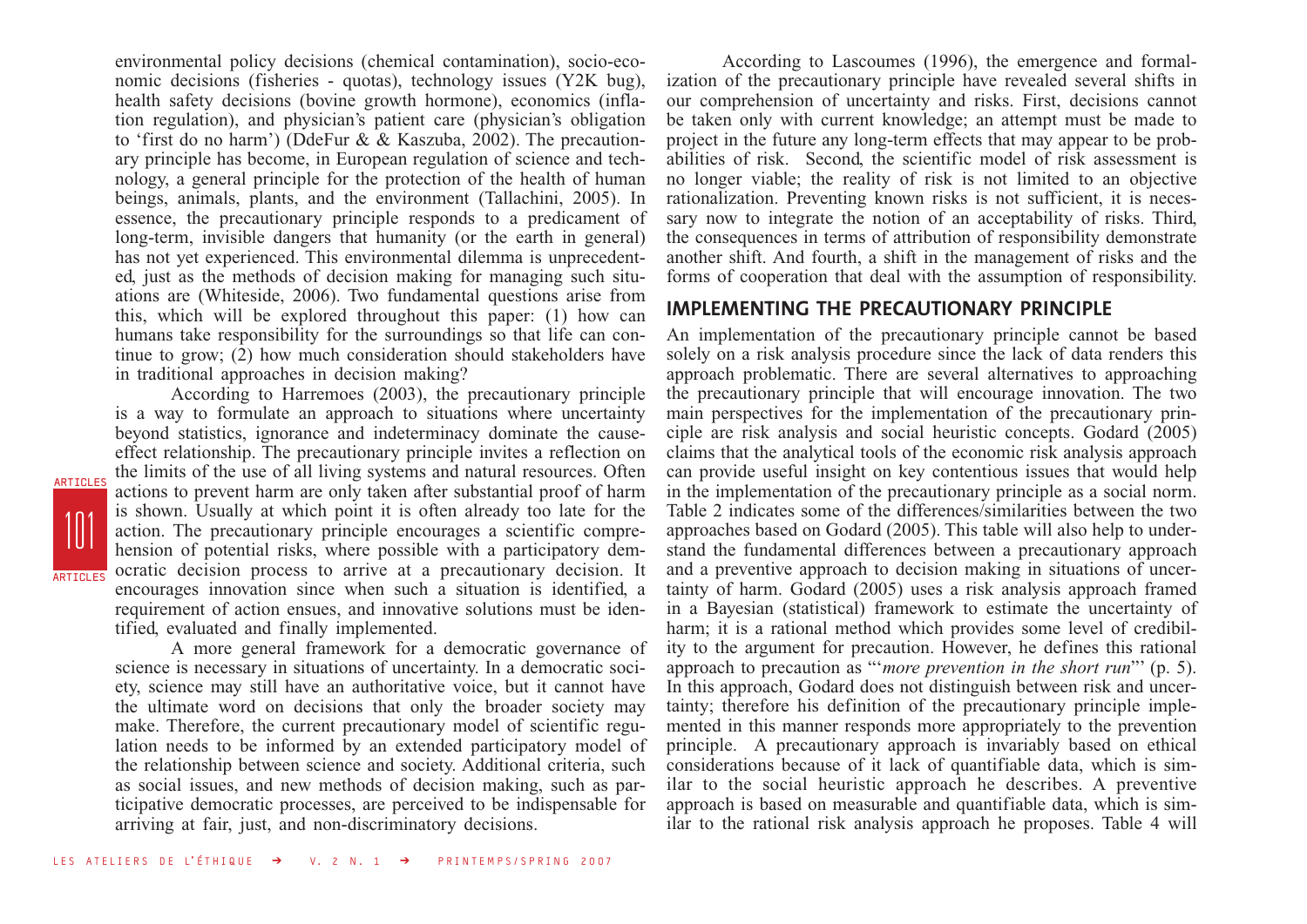environmental policy decisions (chemical contamination), socio-economic decisions (fisheries - quotas), technology issues (Y2K bug), health safety decisions (bovine growth hormone), economics (inflation regulation), and physician's patient care (physician's obligation to 'first do no harm') (DdeFur & & Kaszuba, 2002). The precautionary principle has become, in European regulation of science and technology, a general principle for the protection of the health of human beings, animals, plants, and the environment (Tallachini, 2005). In essence, the precautionary principle responds to a predicament of long-term, invisible dangers that humanity (or the earth in general) has not yet experienced. This environmental dilemma is unprecedented, just as the methods of decision making for managing such situations are (Whiteside, 2006). Two fundamental questions arise from this, which will be explored throughout this paper: (1) how can humans take responsibility for the surroundings so that life can continue to grow; (2) how much consideration should stakeholders have in traditional approaches in decision making?

According to Harremoes (2003), the precautionary principle is a way to formulate an approach to situations where uncertainty beyond statistics, ignorance and indeterminacy dominate the cause-effect relationship. The precautionary principle invites a reflection on the limits of the use of all living systems and natural resources. Often actions to prevent harm are only taken after substantial proof of harm is shown. Usually at which point it is often already too late for the action. The precautionary principle encourages a scientific comprehension of potential risks, where possible with a participatory democratic decision process to arrive at a precautionary decision. It encourages innovation since when such a situation is identified, a requirement of action ensues, and innovative solutions must be identified, evaluated and finally implemented.

A more general framework for a democratic governance of science is necessary in situations of uncertainty. In a democratic society, science may still have an authoritative voice, but it cannot have the ultimate word on decisions that only the broader society may make. Therefore, the current precautionary model of scientific regulation needs to be informed by an extended participatory model of the relationship between science and society. Additional criteria, such as social issues, and new methods of decision making, such as participative democratic processes, are perceived to be indispensable for arriving at fair, just, and non-discriminatory decisions.

According to Lascoumes (1996), the emergence and formalization of the precautionary principle have revealed several shifts in our comprehension of uncertainty and risks. First, decisions cannot be taken only with current knowledge; an attempt must be made to project in the future any long-term effects that may appear to be probabilities of risk. Second, the scientific model of risk assessment is no longer viable; the reality of risk is not limited to an objective rationalization. Preventing known risks is not sufficient, it is necessary now to integrate the notion of an acceptability of risks. Third, the consequences in terms of attribution of responsibility demonstrate another shift. And fourth, a shift in the management of risks and the forms of cooperation that deal with the assumption of responsibility.

## IMPLEMENTING THE PRECAUTIONARY PRINCIPLE

An implementation of the precautionary principle cannot be based solely on a risk analysis procedure since the lack of data renders this approach problematic. There are several alternatives to approaching the precautionary principle that will encourage innovation. The two main perspectives for the implementation of the precautionary principle are risk analysis and social heuristic concepts. Godard (2005) claims that the analytical tools of the economic risk analysis approach can provide useful insight on key contentious issues that would help in the implementation of the precautionary principle as a social norm. Table 2 indicates some of the differences/similarities between the two approaches based on Godard (2005). This table will also help to understand the fundamental differences between a precautionary approach and a preventive approach to decision making in situations of uncertainty of harm. Godard (2005) uses a risk analysis approach framed in a Bayesian (statistical) framework to estimate the uncertainty of harm; it is a rational method which provides some level of credibility to the argument for precaution. However, he defines this rational approach to precaution as "'*more prevention in the short run*"' (p. 5). In this approach, Godard does not distinguish between risk and uncertainty; therefore his definition of the precautionary principle implemented in this manner responds more appropriately to the prevention principle. A precautionary approach is invariably based on ethical considerations because of it lack of quantifiable data, which is similar to the social heuristic approach he describes. A preventive approach is based on measurable and quantifiable data, which is similar to the rational risk analysis approach he proposes. Table 4 will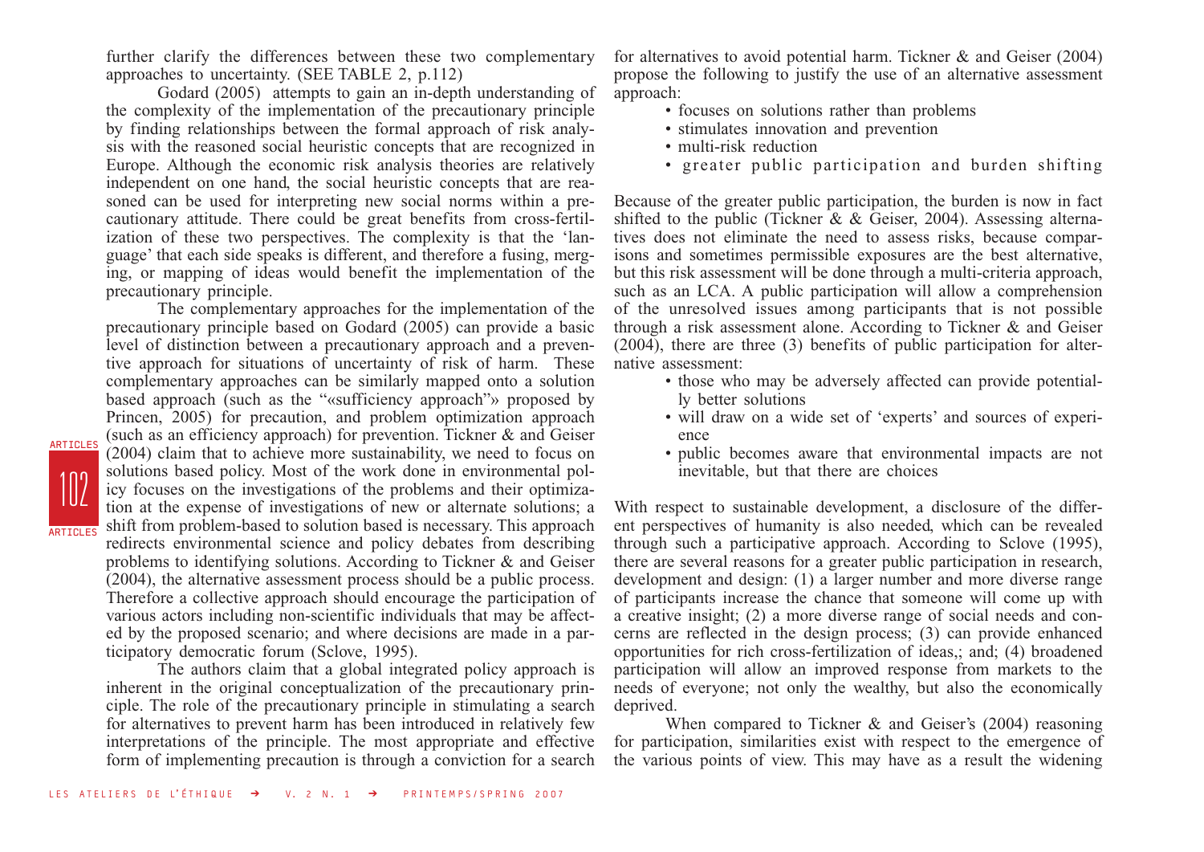further clarify the differences between these two complementary approaches to uncertainty. (SEE TABLE 2, p.112)

Godard (2005) attempts to gain an in-depth understanding of the complexity of the implementation of the precautionary principle by finding relationships between the formal approach of risk analysis with the reasoned social heuristic concepts that are recognized in Europe. Although the economic risk analysis theories are relatively independent on one hand, the social heuristic concepts that are reasoned can be used for interpreting new social norms within a precautionary attitude. There could be great benefits from cross-fertilization of these two perspectives. The complexity is that the 'language' that each side speaks is different, and therefore a fusing, merging, or mapping of ideas would benefit the implementation of the precautionary principle.

The complementary approaches for the implementation of the precautionary principle based on Godard (2005) can provide a basic level of distinction between a precautionary approach and a preventive approach for situations of uncertainty of risk of harm. These complementary approaches can be similarly mapped onto a solution based approach (such as the "«sufficiency approach"» proposed by Princen, 2005) for precaution, and problem optimization approach (such as an efficiency approach) for prevention. Tickner & and Geiser (2004) claim that to achieve more sustainability, we need to focus on solutions based policy. Most of the work done in environmental policy focuses on the investigations of the problems and their optimization at the expense of investigations of new or alternate solutions; a shift from problem-based to solution based is necessary. This approach redirects environmental science and policy debates from describing problems to identifying solutions. According to Tickner & and Geiser (2004), the alternative assessment process should be a public process. Therefore a collective approach should encourage the participation of various actors including non-scientific individuals that may be affected by the proposed scenario; and where decisions are made in a participatory democratic forum (Sclove, 1995).

The authors claim that a global integrated policy approach is inherent in the original conceptualization of the precautionary principle. The role of the precautionary principle in stimulating a search for alternatives to prevent harm has been introduced in relatively few interpretations of the principle. The most appropriate and effective form of implementing precaution is through a conviction for a search for alternatives to avoid potential harm. Tickner & and Geiser (2004) propose the following to justify the use of an alternative assessment approach:

- focuses on solutions rather than problems
- stimulates innovation and prevention
- multi-risk reduction
- greater public participation and burden shifting

Because of the greater public participation, the burden is now in fact shifted to the public (Tickner & & Geiser, 2004). Assessing alternatives does not eliminate the need to assess risks, because comparisons and sometimes permissible exposures are the best alternative, but this risk assessment will be done through a multi-criteria approach, such as an LCA. A public participation will allow a comprehension of the unresolved issues among participants that is not possible through a risk assessment alone. According to Tickner & and Geiser (2004), there are three (3) benefits of public participation for alternative assessment:

- those who may be adversely affected can provide potentially better solutions
- will draw on a wide set of 'experts' and sources of experience
- public becomes aware that environmental impacts are not inevitable, but that there are choices

With respect to sustainable development, a disclosure of the different perspectives of humanity is also needed, which can be revealed through such a participative approach. According to Sclove (1995), there are several reasons for a greater public participation in research, development and design: (1) a larger number and more diverse range of participants increase the chance that someone will come up with a creative insight; (2) a more diverse range of social needs and concerns are reflected in the design process; (3) can provide enhanced opportunities for rich cross-fertilization of ideas,; and; (4) broadened participation will allow an improved response from markets to the needs of everyone; not only the wealthy, but also the economically deprived.

When compared to Tickner & and Geiser's (2004) reasoning for participation, similarities exist with respect to the emergence of the various points of view. This may have as a result the widening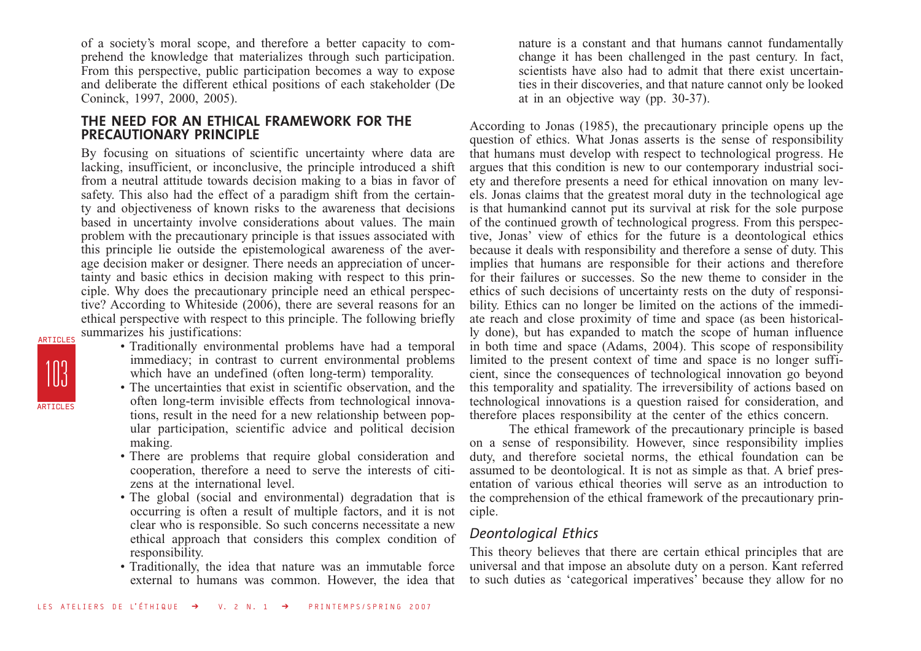of a society's moral scope, and therefore a better capacity to comprehend the knowledge that materializes through such participation. From this perspective, public participation becomes a way to expose and deliberate the different ethical positions of each stakeholder (De Coninck, 1997, 2000, 2005).

## THE NEED FOR AN ETHICAL FRAMEWORK FOR THE PRECAUTIONARY PRINCIPLE

By focusing on situations of scientific uncertainty where data are lacking, insufficient, or inconclusive, the principle introduced a shift from a neutral attitude towards decision making to a bias in favor of safety. This also had the effect of a paradigm shift from the certainty and objectiveness of known risks to the awareness that decisions based in uncertainty involve considerations about values. The main problem with the precautionary principle is that issues associated with this principle lie outside the epistemological awareness of the average decision maker or designer. There needs an appreciation of uncertainty and basic ethics in decision making with respect to this principle. Why does the precautionary principle need an ethical perspective? According to Whiteside (2006), there are several reasons for an ethical perspective with respect to this principle. The following briefly summarizes his justifications:

- Traditionally environmental problems have had a temporal immediacy; in contrast to current environmental problems which have an undefined (often long-term) temporality.
- The uncertainties that exist in scientific observation, and the often long-term invisible effects from technological innovations, result in the need for a new relationship between popular participation, scientific advice and political decision making.
- There are problems that require global consideration and cooperation, therefore a need to serve the interests of citizens at the international level.
- The global (social and environmental) degradation that is occurring is often a result of multiple factors, and it is not clear who is responsible. So such concerns necessitate a new ethical approach that considers this complex condition of responsibility.
- Traditionally, the idea that nature was an immutable force external to humans was common. However, the idea that nature is a constant and that humans cannot fundamentally change it has been challenged in the past century. In fact, scientists have also had to admit that there exist uncertainties in their discoveries, and that nature cannot only be looked at in an objective way (pp. 30-37).

According to Jonas (1985), the precautionary principle opens up the question of ethics. What Jonas asserts is the sense of responsibility that humans must develop with respect to technological progress. He argues that this condition is new to our contemporary industrial society and therefore presents a need for ethical innovation on many levels. Jonas claims that the greatest moral duty in the technological age is that humankind cannot put its survival at risk for the sole purpose of the continued growth of technological progress. From this perspective, Jonas' view of ethics for the future is a deontological ethics because it deals with responsibility and therefore a sense of duty. This implies that humans are responsible for their actions and therefore for their failures or successes. So the new theme to consider in the ethics of such decisions of uncertainty rests on the duty of responsibility. Ethics can no longer be limited on the actions of the immediate reach and close proximity of time and space (as been historically done), but has expanded to match the scope of human influence in both time and space (Adams, 2004). This scope of responsibility limited to the present context of time and space is no longer sufficient, since the consequences of technological innovation go beyond this temporality and spatiality. The irreversibility of actions based on technological innovations is a question raised for consideration, and therefore places responsibility at the center of the ethics concern.

The ethical framework of the precautionary principle is based on a sense of responsibility. However, since responsibility implies duty, and therefore societal norms, the ethical foundation can be assumed to be deontological. It is not as simple as that. A brief presentation of various ethical theories will serve as an introduction to the comprehension of the ethical framework of the precautionary principle.

### *Deontological Ethics*

This theory believes that there are certain ethical principles that are universal and that impose an absolute duty on a person. Kant referred to such duties as 'categorical imperatives' because they allow for no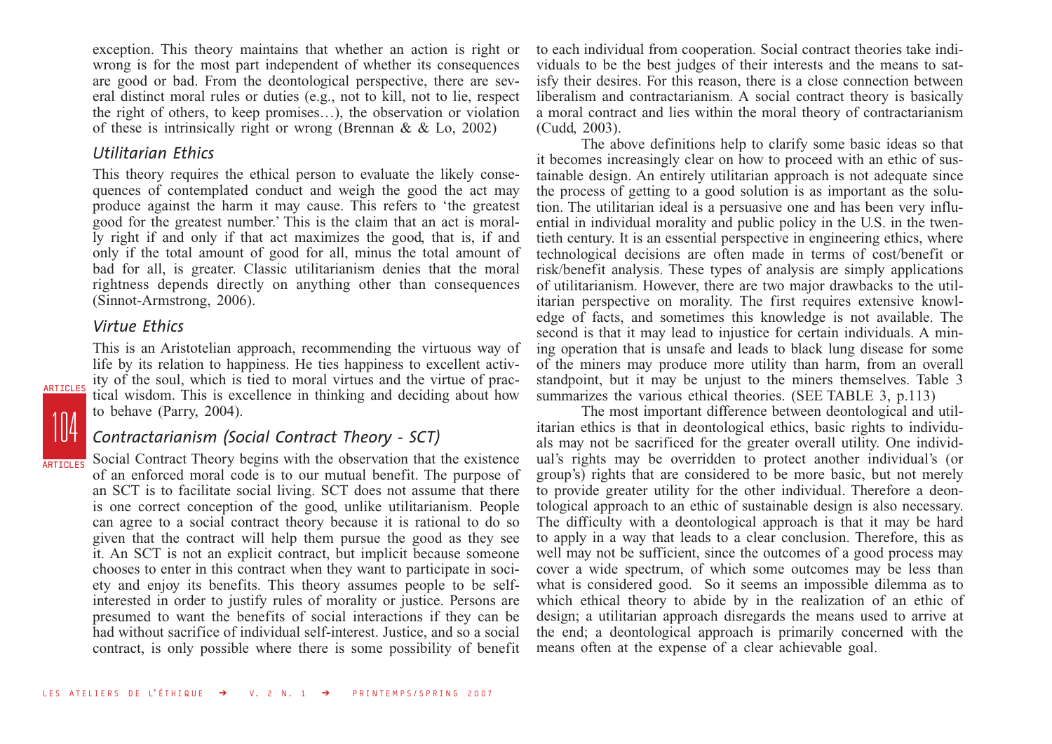exception. This theory maintains that whether an action is right or wrong is for the most part independent of whether its consequences are good or bad. From the deontological perspective, there are several distinct moral rules or duties (e.g., not to kill, not to lie, respect the right of others, to keep promises…), the observation or violation of these is intrinsically right or wrong (Brennan & & Lo, 2002)

### *Utilitarian Ethics*

This theory requires the ethical person to evaluate the likely consequences of contemplated conduct and weigh the good the act may produce against the harm it may cause. This refers to 'the greatest good for the greatest number.' This is the claim that an act is morally right if and only if that act maximizes the good, that is, if and only if the total amount of good for all, minus the total amount of bad for all, is greater. Classic utilitarianism denies that the moral rightness depends directly on anything other than consequences (Sinnot-Armstrong, 2006).

### *Virtue Ethics*

This is an Aristotelian approach, recommending the virtuous way of life by its relation to happiness. He ties happiness to excellent activity of the soul, which is tied to moral virtues and the virtue of practical wisdom. This is excellence in thinking and deciding about how to behave (Parry, 2004).

### *Contractarianism (Social Contract Theory - SCT)*

Social Contract Theory begins with the observation that the existence of an enforced moral code is to our mutual benefit. The purpose of an SCT is to facilitate social living. SCT does not assume that there is one correct conception of the good, unlike utilitarianism. People can agree to a social contract theory because it is rational to do so given that the contract will help them pursue the good as they see it. An SCT is not an explicit contract, but implicit because someone chooses to enter in this contract when they want to participate in society and enjoy its benefits. This theory assumes people to be self-interested in order to justify rules of morality or justice. Persons are presumed to want the benefits of social interactions if they can be had without sacrifice of individual self-interest. Justice, and so a social contract, is only possible where there is some possibility of benefit to each individual from cooperation. Social contract theories take individuals to be the best judges of their interests and the means to satisfy their desires. For this reason, there is a close connection between liberalism and contractarianism. A social contract theory is basically a moral contract and lies within the moral theory of contractarianism (Cudd, 2003).

The above definitions help to clarify some basic ideas so that it becomes increasingly clear on how to proceed with an ethic of sustainable design. An entirely utilitarian approach is not adequate since the process of getting to a good solution is as important as the solution. The utilitarian ideal is a persuasive one and has been very influential in individual morality and public policy in the U.S. in the twentieth century. It is an essential perspective in engineering ethics, where technological decisions are often made in terms of cost/benefit or risk/benefit analysis. These types of analysis are simply applications of utilitarianism. However, there are two major drawbacks to the utilitarian perspective on morality. The first requires extensive knowledge of facts, and sometimes this knowledge is not available. The second is that it may lead to injustice for certain individuals. A mining operation that is unsafe and leads to black lung disease for some of the miners may produce more utility than harm, from an overall standpoint, but it may be unjust to the miners themselves. Table 3 summarizes the various ethical theories. (SEE TABLE 3, p.113)

The most important difference between deontological and utilitarian ethics is that in deontological ethics, basic rights to individuals may not be sacrificed for the greater overall utility. One individual's rights may be overridden to protect another individual's (or group's) rights that are considered to be more basic, but not merely to provide greater utility for the other individual. Therefore a deontological approach to an ethic of sustainable design is also necessary. The difficulty with a deontological approach is that it may be hard to apply in a way that leads to a clear conclusion. Therefore, this as well may not be sufficient, since the outcomes of a good process may cover a wide spectrum, of which some outcomes may be less than what is considered good. So it seems an impossible dilemma as to which ethical theory to abide by in the realization of an ethic of design; a utilitarian approach disregards the means used to arrive at the end; a deontological approach is primarily concerned with the means often at the expense of a clear achievable goal.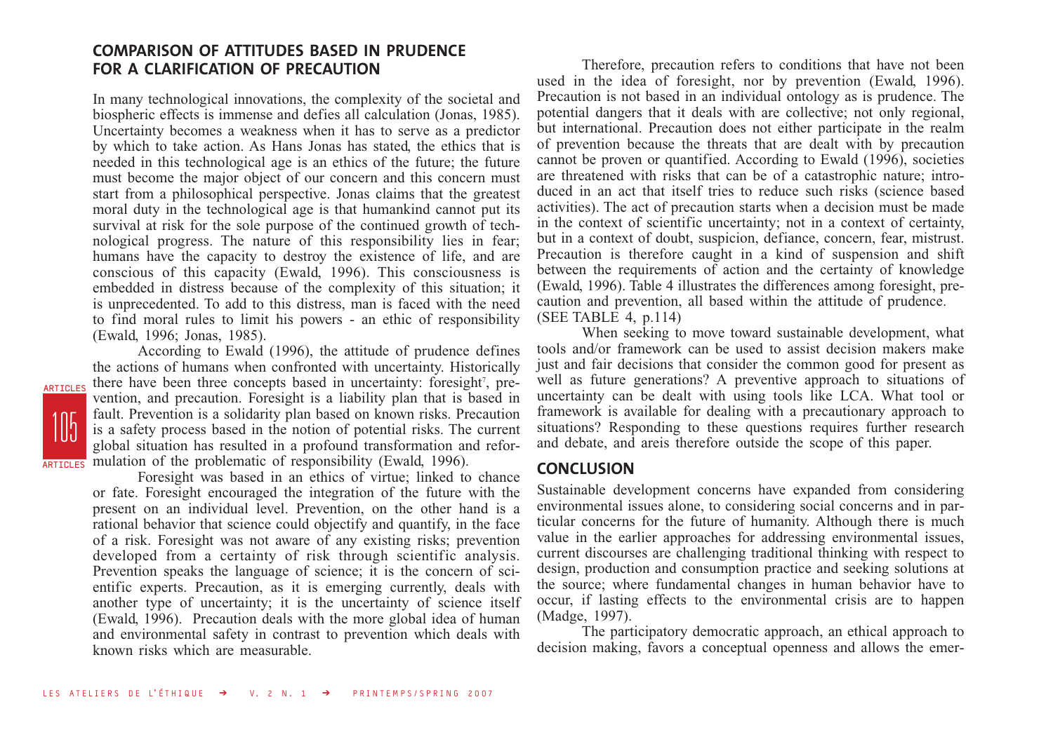## COMPARISON OF ATTITUDES BASED IN PRUDENCE FOR A CLARIFICATION OF PRECAUTION

In many technological innovations, the complexity of the societal and biospheric effects is immense and defies all calculation (Jonas, 1985). Uncertainty becomes a weakness when it has to serve as a predictor by which to take action. As Hans Jonas has stated, the ethics that is needed in this technological age is an ethics of the future; the future must become the major object of our concern and this concern must start from a philosophical perspective. Jonas claims that the greatest moral duty in the technological age is that humankind cannot put its survival at risk for the sole purpose of the continued growth of technological progress. The nature of this responsibility lies in fear; humans have the capacity to destroy the existence of life, and are conscious of this capacity (Ewald, 1996). This consciousness is embedded in distress because of the complexity of this situation; it is unprecedented. To add to this distress, man is faced with the need to find moral rules to limit his powers - an ethic of responsibility (Ewald, 1996; Jonas, 1985).

According to Ewald (1996), the attitude of prudence defines the actions of humans when confronted with uncertainty. Historically there have been three concepts based in uncertainty: foresight[7], prevention, and precaution. Foresight is a liability plan that is based in fault. Prevention is a solidarity plan based on known risks. Precaution is a safety process based in the notion of potential risks. The current global situation has resulted in a profound transformation and reformulation of the problematic of responsibility (Ewald, 1996).

Foresight was based in an ethics of virtue; linked to chance or fate. Foresight encouraged the integration of the future with the present on an individual level. Prevention, on the other hand is a rational behavior that science could objectify and quantify, in the face of a risk. Foresight was not aware of any existing risks; prevention developed from a certainty of risk through scientific analysis. Prevention speaks the language of science; it is the concern of scientific experts. Precaution, as it is emerging currently, deals with another type of uncertainty; it is the uncertainty of science itself (Ewald, 1996). Precaution deals with the more global idea of human and environmental safety in contrast to prevention which deals with known risks which are measurable.

Therefore, precaution refers to conditions that have not been used in the idea of foresight, nor by prevention (Ewald, 1996). Precaution is not based in an individual ontology as is prudence. The potential dangers that it deals with are collective; not only regional, but international. Precaution does not either participate in the realm of prevention because the threats that are dealt with by precaution cannot be proven or quantified. According to Ewald (1996), societies are threatened with risks that can be of a catastrophic nature; introduced in an act that itself tries to reduce such risks (science based activities). The act of precaution starts when a decision must be made in the context of scientific uncertainty; not in a context of certainty, but in a context of doubt, suspicion, defiance, concern, fear, mistrust. Precaution is therefore caught in a kind of suspension and shift between the requirements of action and the certainty of knowledge (Ewald, 1996). Table 4 illustrates the differences among foresight, precaution and prevention, all based within the attitude of prudence. (SEE TABLE 4, p.114)

When seeking to move toward sustainable development, what tools and/or framework can be used to assist decision makers make just and fair decisions that consider the common good for present as well as future generations? A preventive approach to situations of uncertainty can be dealt with using tools like LCA. What tool or framework is available for dealing with a precautionary approach to situations? Responding to these questions requires further research and debate, and areis therefore outside the scope of this paper.

## CONCLUSION

Sustainable development concerns have expanded from considering environmental issues alone, to considering social concerns and in particular concerns for the future of humanity. Although there is much value in the earlier approaches for addressing environmental issues, current discourses are challenging traditional thinking with respect to design, production and consumption practice and seeking solutions at the source; where fundamental changes in human behavior have to occur, if lasting effects to the environmental crisis are to happen (Madge, 1997).

The participatory democratic approach, an ethical approach to decision making, favors a conceptual openness and allows the emer-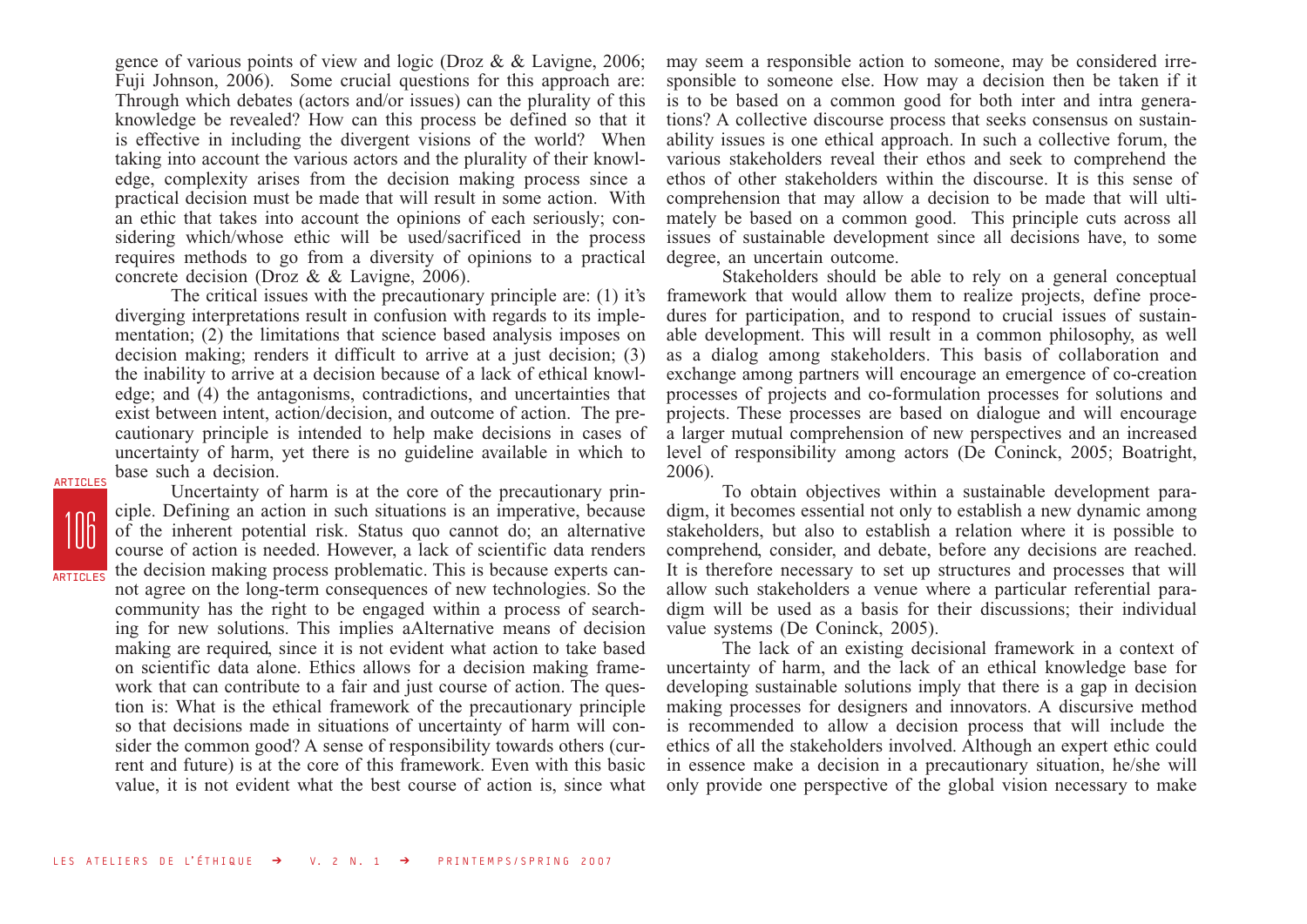gence of various points of view and logic (Droz & & Lavigne, 2006; Fuji Johnson, 2006). Some crucial questions for this approach are: Through which debates (actors and/or issues) can the plurality of this knowledge be revealed? How can this process be defined so that it is effective in including the divergent visions of the world? When taking into account the various actors and the plurality of their knowledge, complexity arises from the decision making process since a practical decision must be made that will result in some action. With an ethic that takes into account the opinions of each seriously; considering which/whose ethic will be used/sacrificed in the process requires methods to go from a diversity of opinions to a practical concrete decision (Droz & & Lavigne, 2006).

The critical issues with the precautionary principle are: (1) it's diverging interpretations result in confusion with regards to its implementation; (2) the limitations that science based analysis imposes on decision making; renders it difficult to arrive at a just decision; (3) the inability to arrive at a decision because of a lack of ethical knowledge; and (4) the antagonisms, contradictions, and uncertainties that exist between intent, action/decision, and outcome of action. The precautionary principle is intended to help make decisions in cases of uncertainty of harm, yet there is no guideline available in which to base such a decision.

Uncertainty of harm is at the core of the precautionary principle. Defining an action in such situations is an imperative, because of the inherent potential risk. Status quo cannot do; an alternative course of action is needed. However, a lack of scientific data renders the decision making process problematic. This is because experts cannot agree on the long-term consequences of new technologies. So the community has the right to be engaged within a process of searching for new solutions. This implies aAlternative means of decision making are required, since it is not evident what action to take based on scientific data alone. Ethics allows for a decision making framework that can contribute to a fair and just course of action. The question is: What is the ethical framework of the precautionary principle so that decisions made in situations of uncertainty of harm will consider the common good? A sense of responsibility towards others (current and future) is at the core of this framework. Even with this basic value, it is not evident what the best course of action is, since what may seem a responsible action to someone, may be considered irresponsible to someone else. How may a decision then be taken if it is to be based on a common good for both inter and intra generations? A collective discourse process that seeks consensus on sustainability issues is one ethical approach. In such a collective forum, the various stakeholders reveal their ethos and seek to comprehend the ethos of other stakeholders within the discourse. It is this sense of comprehension that may allow a decision to be made that will ultimately be based on a common good. This principle cuts across all issues of sustainable development since all decisions have, to some degree, an uncertain outcome.

Stakeholders should be able to rely on a general conceptual framework that would allow them to realize projects, define procedures for participation, and to respond to crucial issues of sustainable development. This will result in a common philosophy, as well as a dialog among stakeholders. This basis of collaboration and exchange among partners will encourage an emergence of co-creation processes of projects and co-formulation processes for solutions and projects. These processes are based on dialogue and will encourage a larger mutual comprehension of new perspectives and an increased level of responsibility among actors (De Coninck, 2005; Boatright, 2006).

To obtain objectives within a sustainable development paradigm, it becomes essential not only to establish a new dynamic among stakeholders, but also to establish a relation where it is possible to comprehend, consider, and debate, before any decisions are reached. It is therefore necessary to set up structures and processes that will allow such stakeholders a venue where a particular referential paradigm will be used as a basis for their discussions; their individual value systems (De Coninck, 2005).

The lack of an existing decisional framework in a context of uncertainty of harm, and the lack of an ethical knowledge base for developing sustainable solutions imply that there is a gap in decision making processes for designers and innovators. A discursive method is recommended to allow a decision process that will include the ethics of all the stakeholders involved. Although an expert ethic could in essence make a decision in a precautionary situation, he/she will only provide one perspective of the global vision necessary to make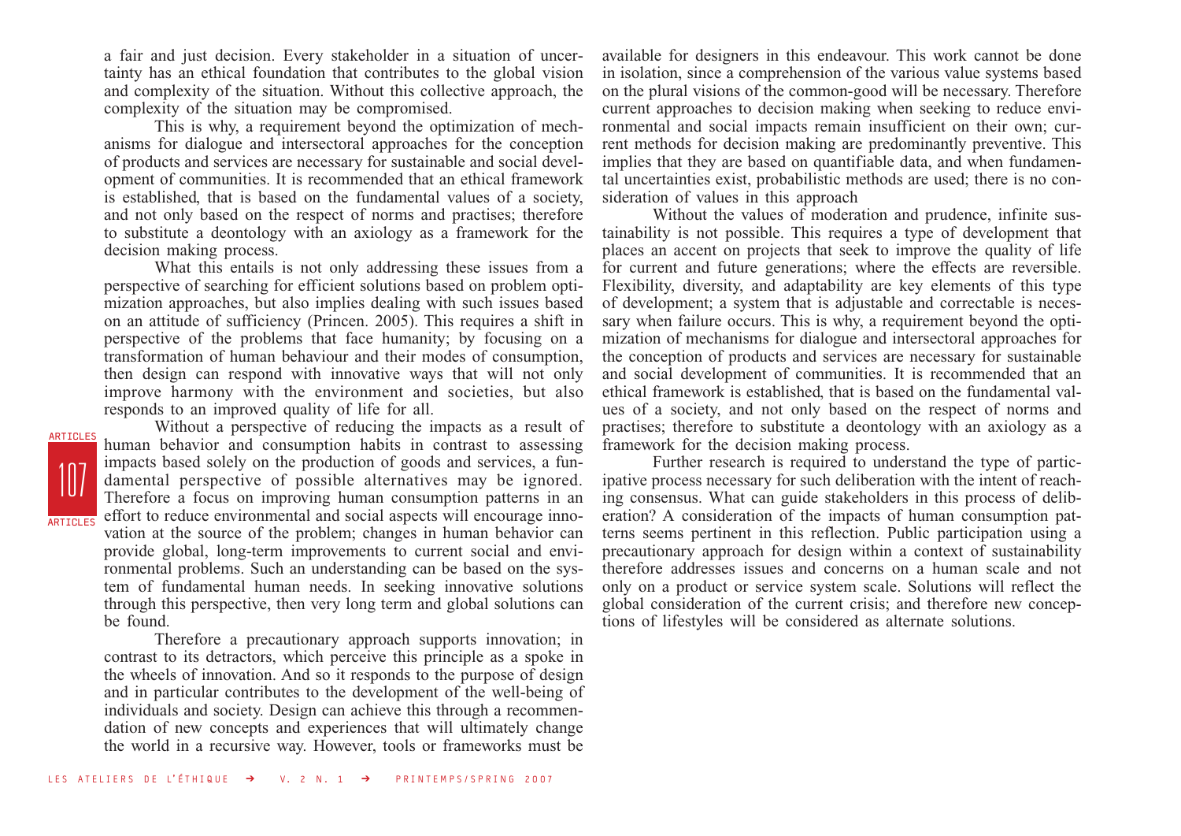a fair and just decision. Every stakeholder in a situation of uncertainty has an ethical foundation that contributes to the global vision and complexity of the situation. Without this collective approach, the complexity of the situation may be compromised.

This is why, a requirement beyond the optimization of mechanisms for dialogue and intersectoral approaches for the conception of products and services are necessary for sustainable and social development of communities. It is recommended that an ethical framework is established, that is based on the fundamental values of a society, and not only based on the respect of norms and practises; therefore to substitute a deontology with an axiology as a framework for the decision making process.

What this entails is not only addressing these issues from a perspective of searching for efficient solutions based on problem optimization approaches, but also implies dealing with such issues based on an attitude of sufficiency (Princen. 2005). This requires a shift in perspective of the problems that face humanity; by focusing on a transformation of human behaviour and their modes of consumption, then design can respond with innovative ways that will not only improve harmony with the environment and societies, but also responds to an improved quality of life for all.

Without a perspective of reducing the impacts as a result of human behavior and consumption habits in contrast to assessing impacts based solely on the production of goods and services, a fundamental perspective of possible alternatives may be ignored. Therefore a focus on improving human consumption patterns in an effort to reduce environmental and social aspects will encourage innovation at the source of the problem; changes in human behavior can provide global, long-term improvements to current social and environmental problems. Such an understanding can be based on the system of fundamental human needs. In seeking innovative solutions through this perspective, then very long term and global solutions can be found.

Therefore a precautionary approach supports innovation; in contrast to its detractors, which perceive this principle as a spoke in the wheels of innovation. And so it responds to the purpose of design and in particular contributes to the development of the well-being of individuals and society. Design can achieve this through a recommendation of new concepts and experiences that will ultimately change the world in a recursive way. However, tools or frameworks must be available for designers in this endeavour. This work cannot be done in isolation, since a comprehension of the various value systems based on the plural visions of the common-good will be necessary. Therefore current approaches to decision making when seeking to reduce environmental and social impacts remain insufficient on their own; current methods for decision making are predominantly preventive. This implies that they are based on quantifiable data, and when fundamental uncertainties exist, probabilistic methods are used; there is no consideration of values in this approach

Without the values of moderation and prudence, infinite sustainability is not possible. This requires a type of development that places an accent on projects that seek to improve the quality of life for current and future generations; where the effects are reversible. Flexibility, diversity, and adaptability are key elements of this type of development; a system that is adjustable and correctable is necessary when failure occurs. This is why, a requirement beyond the optimization of mechanisms for dialogue and intersectoral approaches for the conception of products and services are necessary for sustainable and social development of communities. It is recommended that an ethical framework is established, that is based on the fundamental values of a society, and not only based on the respect of norms and practises; therefore to substitute a deontology with an axiology as a framework for the decision making process.

Further research is required to understand the type of participative process necessary for such deliberation with the intent of reaching consensus. What can guide stakeholders in this process of deliberation? A consideration of the impacts of human consumption patterns seems pertinent in this reflection. Public participation using a precautionary approach for design within a context of sustainability therefore addresses issues and concerns on a human scale and not only on a product or service system scale. Solutions will reflect the global consideration of the current crisis; and therefore new conceptions of lifestyles will be considered as alternate solutions.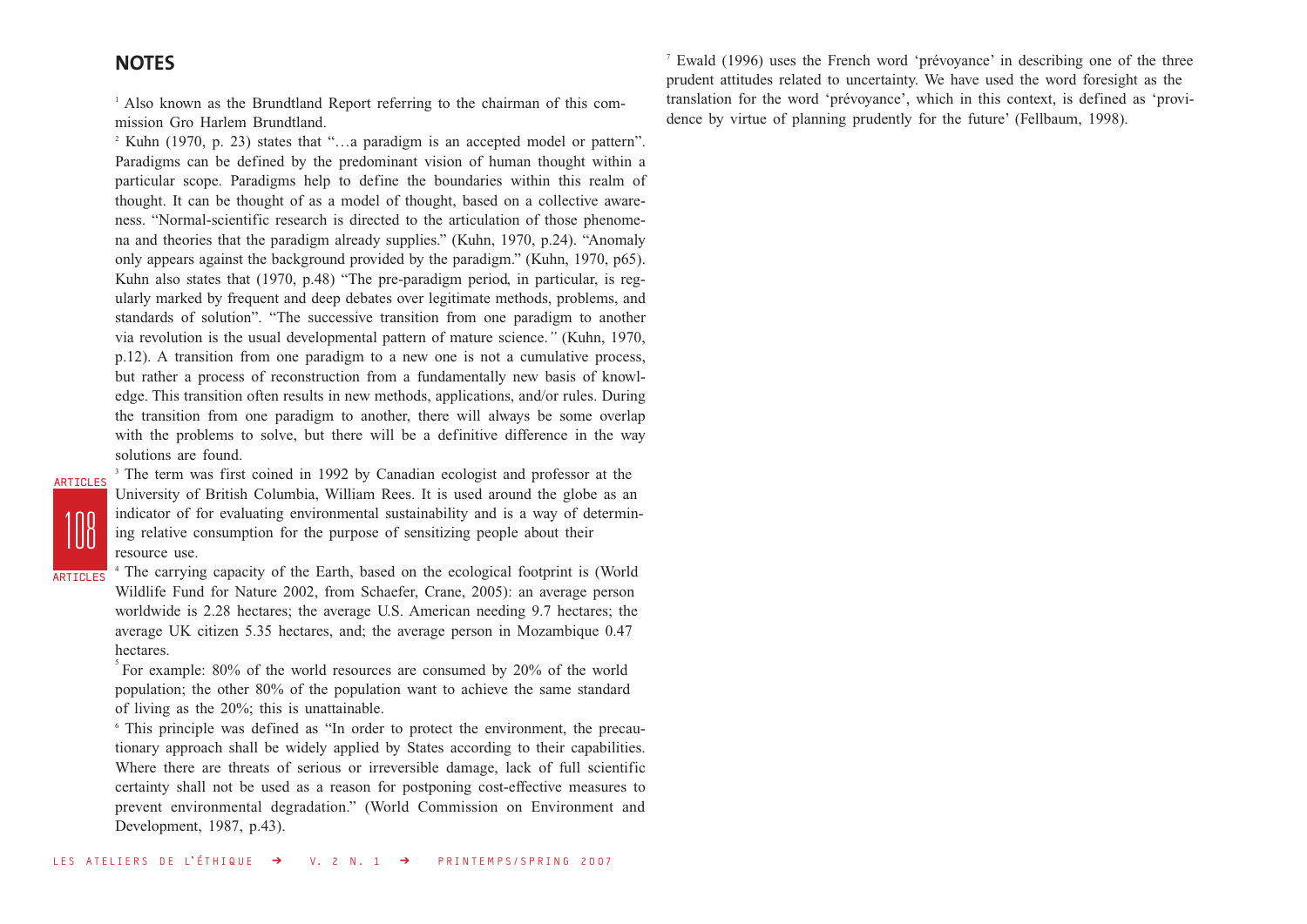## NOTES

[1] Also known as the Brundtland Report referring to the chairman of this commission Gro Harlem Brundtland.

[2] Kuhn (1970, p. 23) states that "…a paradigm is an accepted model or pattern". Paradigms can be defined by the predominant vision of human thought within a particular scope. Paradigms help to define the boundaries within this realm of thought. It can be thought of as a model of thought, based on a collective awareness. "Normal-scientific research is directed to the articulation of those phenomena and theories that the paradigm already supplies." (Kuhn, 1970, p.24). "Anomaly only appears against the background provided by the paradigm." (Kuhn, 1970, p65). Kuhn also states that (1970, p.48) "The pre-paradigm period, in particular, is regularly marked by frequent and deep debates over legitimate methods, problems, and standards of solution". "The successive transition from one paradigm to another via revolution is the usual developmental pattern of mature science." (Kuhn, 1970, p.12). A transition from one paradigm to a new one is not a cumulative process, but rather a process of reconstruction from a fundamentally new basis of knowledge. This transition often results in new methods, applications, and/or rules. During the transition from one paradigm to another, there will always be some overlap with the problems to solve, but there will be a definitive difference in the way solutions are found.

[3] The term was first coined in 1992 by Canadian ecologist and professor at the University of British Columbia, William Rees. It is used around the globe as an indicator of for evaluating environmental sustainability and is a way of determining relative consumption for the purpose of sensitizing people about their resource use.

[4] The carrying capacity of the Earth, based on the ecological footprint is (World Wildlife Fund for Nature 2002, from Schaefer, Crane, 2005): an average person worldwide is 2.28 hectares; the average U.S. American needing 9.7 hectares; the average UK citizen 5.35 hectares, and; the average person in Mozambique 0.47 hectares.

[5] For example: 80% of the world resources are consumed by 20% of the world population; the other 80% of the population want to achieve the same standard of living as the 20%; this is unattainable.

[6] This principle was defined as "In order to protect the environment, the precautionary approach shall be widely applied by States according to their capabilities. Where there are threats of serious or irreversible damage, lack of full scientific certainty shall not be used as a reason for postponing cost-effective measures to prevent environmental degradation." (World Commission on Environment and Development, 1987, p.43).

[7] Ewald (1996) uses the French word 'prévoyance' in describing one of the three prudent attitudes related to uncertainty. We have used the word foresight as the translation for the word 'prévoyance', which in this context, is defined as 'providence by virtue of planning prudently for the future' (Fellbaum, 1998).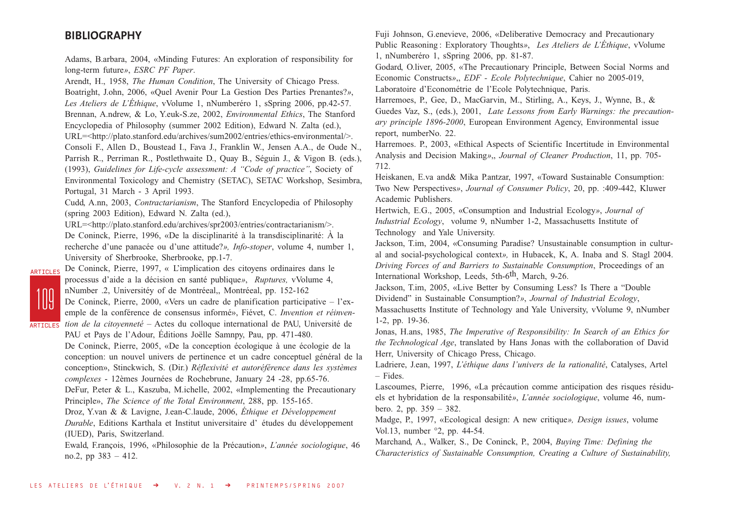## BIBLIOGRAPHY

Adams, B.arbara, 2004, «Minding Futures: An exploration of responsibility for long-term future», *ESRC PF Paper*.

Arendt, H., 1958, *The Human Condition*, The University of Chicago Press.

Boatright, J.ohn, 2006, «Quel Avenir Pour La Gestion Des Parties Prenantes?», *Les Ateliers de L'Éthique*, vVolume 1, nNumberéro 1, sSpring 2006, pp.42-57.

Brennan, A.ndrew, & Lo, Y.euk-S.ze, 2002, *Environmental Ethics*, The Stanford Encyclopedia of Philosophy (summer 2002 Edition), Edward N. Zalta (ed.), URL=<http://plato.stanford.edu/archives/sum2002/entries/ethics-environmental/>.

Consoli F., Allen D., Boustead I., Fava J., Franklin W., Jensen A.A., de Oude N., Parrish R., Perriman R., Postlethwaite D., Quay B., Séguin J., & Vigon B. (eds.), (1993), *Guidelines for Life-cycle assessment: A "Code of practice"*, Society of Environmental Toxicology and Chemistry (SETAC), SETAC Workshop, Sesimbra, Portugal, 31 March - 3 April 1993.

Cudd, A.nn, 2003, *Contractarianism*, The Stanford Encyclopedia of Philosophy (spring 2003 Edition), Edward N. Zalta (ed.), URL=<http://plato.stanford.edu/archives/spr2003/entries/contractarianism/>.

De Coninck, P.ierre, 1996, «De la disciplinarité à la transdisciplinarité: À la recherche d'une panacée ou d'une attitude?», *Info-stoper*, volume 4, number 1, University of Sherbrooke, Sherbrooke, pp.1-7.

De Coninck, P.ierre, 1997, « L'implication des citoyens ordinaires dans le processus d'aide a la décision en santé publique», *Ruptures,* vVolume 4, nNumber .2, Universitéy of de Montréeal,, Montréeal, pp. 152-162

De Coninck, P.ierre, 2000, «Vers un cadre de planification participative – l'exemple de la conférence de consensus informé», Fiévet, C. *Invention et réinvention de la citoyenneté* – Actes du colloque international de PAU, Université de PAU et Pays de l'Adour, Éditions Joëlle Samnpy, Pau, pp. 471-480.

De Coninck, P.ierre, 2005, «De la conception écologique à une écologie de la conception: un nouvel univers de pertinence et un cadre conceptuel général de la conception», Stinckwich, S. (Dir.) *Réflexivité et autoréférence dans les systèmes complexes* - 12èmes Journées de Rochebrune, January 24 -28, pp.65-76.

DeFur, P.eter & L., Kaszuba, M.ichelle, 2002, «Implementing the Precautionary Principle», *The Science of the Total Environment*, 288, pp. 155-165.

Droz, Y.van & & Lavigne, J.ean-C.laude, 2006, *Éthique et Développement Durable*, Editions Karthala et Institut universitaire d' études du développement (IUED), Paris, Switzerland.

Ewald, F.rançois, 1996, «Philosophie de la Précaution», *L'année sociologique*, 46 no.2, pp 383 – 412.

Fuji Johnson, G.enevieve, 2006, «Deliberative Democracy and Precautionary Public Reasoning : Exploratory Thoughts», *Les Ateliers de L'Éthique*, vVolume 1, nNumberéro 1, sSpring 2006, pp. 81-87.

Godard, O.liver, 2005, «The Precautionary Principle, Between Social Norms and Economic Constructs»,, *EDF - Ecole Polytechnique*, Cahier no 2005-019, Laboratoire d'Econométrie de l'Ecole Polytechnique, Paris.

Harremoes, P., Gee, D., MacGarvin, M., Stirling, A., Keys, J., Wynne, B., & Guedes Vaz, S., (eds.), 2001, *Late Lessons from Early Warnings: the precautionary principle 1896-2000*, European Environment Agency, Environmental issue report, numberNo. 22.

Harremoes. P., 2003, «Ethical Aspects of Scientific Incertitude in Environmental Analysis and Decision Making»,, *Journal of Cleaner Production*, 11, pp. 705-712.

Heiskanen, E.va and& Mika P.antzar, 1997, «Toward Sustainable Consumption: Two New Perspectives», *Journal of Consumer Policy*, 20, pp. :409-442, Kluwer Academic Publishers.

Hertwich, E.G., 2005, «Consumption and Industrial Ecology», *Journal of Industrial Ecology*, volume 9, nNumber 1-2, Massachusetts Institute of Technology and Yale University.

Jackson, T.im, 2004, «Consuming Paradise? Unsustainable consumption in cultural and social-psychological context», in Hubacek, K, A. Inaba and S. Stagl 2004. *Driving Forces of and Barriers to Sustainable Consumption*, Proceedings of an International Workshop, Leeds, 5th-6th, March, 9-26.

Jackson, T.im, 2005, «Live Better by Consuming Less? Is There a "Double Dividend" in Sustainable Consumption?», *Journal of Industrial Ecology*, Massachusetts Institute of Technology and Yale University, vVolume 9, nNumber 1-2, pp. 19-36.

Jonas, H.ans, 1985, *The Imperative of Responsibility: In Search of an Ethics for the Technological Age*, translated by Hans Jonas with the collaboration of David Herr, University of Chicago Press, Chicago.

Ladriere, J.ean, 1997, *L'éthique dans l'univers de la rationalité*, Catalyses, Artel – Fides.

Lascoumes, P.ierre, 1996, «La précaution comme anticipation des risques résiduels et hybridation de la responsabilité», *L'année sociologique*, volume 46, numbero. 2, pp. 359 – 382.

Madge, P., 1997, «Ecological design: A new critique», *Design issues*, volume Vol.13, number °2, pp. 44-54.

Marchand, A., Walker, S., De Coninck, P., 2004, *Buying Time: Defining the Characteristics of Sustainable Consumption, Creating a Culture of Sustainability,*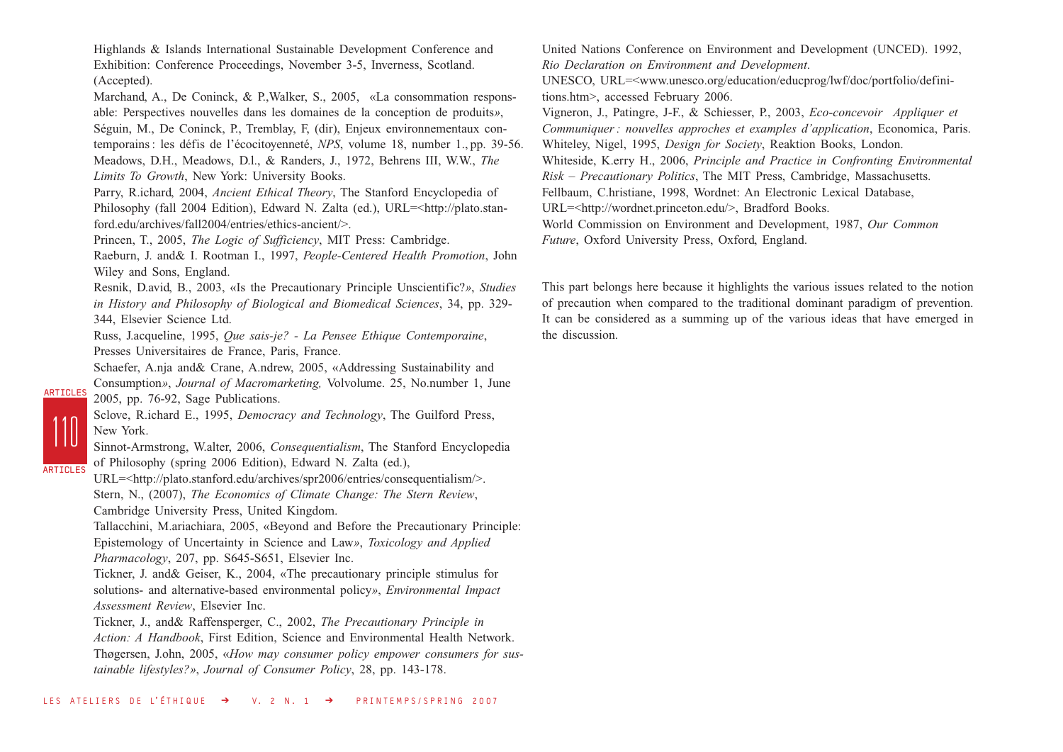Highlands & Islands International Sustainable Development Conference and Exhibition: Conference Proceedings, November 3-5, Inverness, Scotland. (Accepted).

Marchand, A., De Coninck, & P.,Walker, S., 2005, «La consommation responsable: Perspectives nouvelles dans les domaines de la conception de produits», Séguin, M., De Coninck, P., Tremblay, F, (dir), Enjeux environnementaux contemporains : les défis de l'écocitoyenneté, *NPS*, volume 18, number 1., pp. 39-56.

Meadows, D.H., Meadows, D.l., & Randers, J., 1972, Behrens III, W.W., *The Limits To Growth*, New York: University Books.

Parry, R.ichard, 2004, *Ancient Ethical Theory*, The Stanford Encyclopedia of Philosophy (fall 2004 Edition), Edward N. Zalta (ed.), URL=<http://plato.stanford.edu/archives/fall2004/entries/ethics-ancient/>.

Princen, T., 2005, *The Logic of Sufficiency*, MIT Press: Cambridge.

Raeburn, J. and& I. Rootman I., 1997, *People-Centered Health Promotion*, John Wiley and Sons, England.

Resnik, D.avid, B., 2003, «Is the Precautionary Principle Unscientific?», *Studies in History and Philosophy of Biological and Biomedical Sciences*, 34, pp. 329-344, Elsevier Science Ltd.

Russ, J.acqueline, 1995, *Que sais-je? - La Pensee Ethique Contemporaine*, Presses Universitaires de France, Paris, France.

Schaefer, A.nja and& Crane, A.ndrew, 2005, «Addressing Sustainability and Consumption», *Journal of Macromarketing,* Volvolume. 25, No.number 1, June 2005, pp. 76-92, Sage Publications.

Sclove, R.ichard E., 1995, *Democracy and Technology*, The Guilford Press, New York.

Sinnot-Armstrong, W.alter, 2006, *Consequentialism*, The Stanford Encyclopedia of Philosophy (spring 2006 Edition), Edward N. Zalta (ed.), URL=<http://plato.stanford.edu/archives/spr2006/entries/consequentialism/>.

Stern, N., (2007), *The Economics of Climate Change: The Stern Review*, Cambridge University Press, United Kingdom.

Tallacchini, M.ariachiara, 2005, «Beyond and Before the Precautionary Principle: Epistemology of Uncertainty in Science and Law», *Toxicology and Applied Pharmacology*, 207, pp. S645-S651, Elsevier Inc.

Tickner, J. and& Geiser, K., 2004, «The precautionary principle stimulus for solutions- and alternative-based environmental policy», *Environmental Impact Assessment Review*, Elsevier Inc.

Tickner, J., and& Raffensperger, C., 2002, *The Precautionary Principle in Action: A Handbook*, First Edition, Science and Environmental Health Network.

Thøgersen, J.ohn, 2005, «*How may consumer policy empower consumers for sustainable lifestyles?*», *Journal of Consumer Policy*, 28, pp. 143-178.

United Nations Conference on Environment and Development (UNCED). 1992, *Rio Declaration on Environment and Development*.

UNESCO, URL=<www.unesco.org/education/educprog/lwf/doc/portfolio/definitions.htm>, accessed February 2006.

Vigneron, J., Patingre, J-F., & Schiesser, P., 2003, *Eco-concevoir Appliquer et Communiquer : nouvelles approches et examples d'application*, Economica, Paris.

Whiteley, Nigel, 1995, *Design for Society*, Reaktion Books, London.

Whiteside, K.erry H., 2006, *Principle and Practice in Confronting Environmental Risk – Precautionary Politics*, The MIT Press, Cambridge, Massachusetts.

Fellbaum, C.hristiane, 1998, Wordnet: An Electronic Lexical Database, URL=<http://wordnet.princeton.edu/>, Bradford Books.

World Commission on Environment and Development, 1987, *Our Common Future*, Oxford University Press, Oxford, England.

This part belongs here because it highlights the various issues related to the notion of precaution when compared to the traditional dominant paradigm of prevention. It can be considered as a summing up of the various ideas that have emerged in the discussion.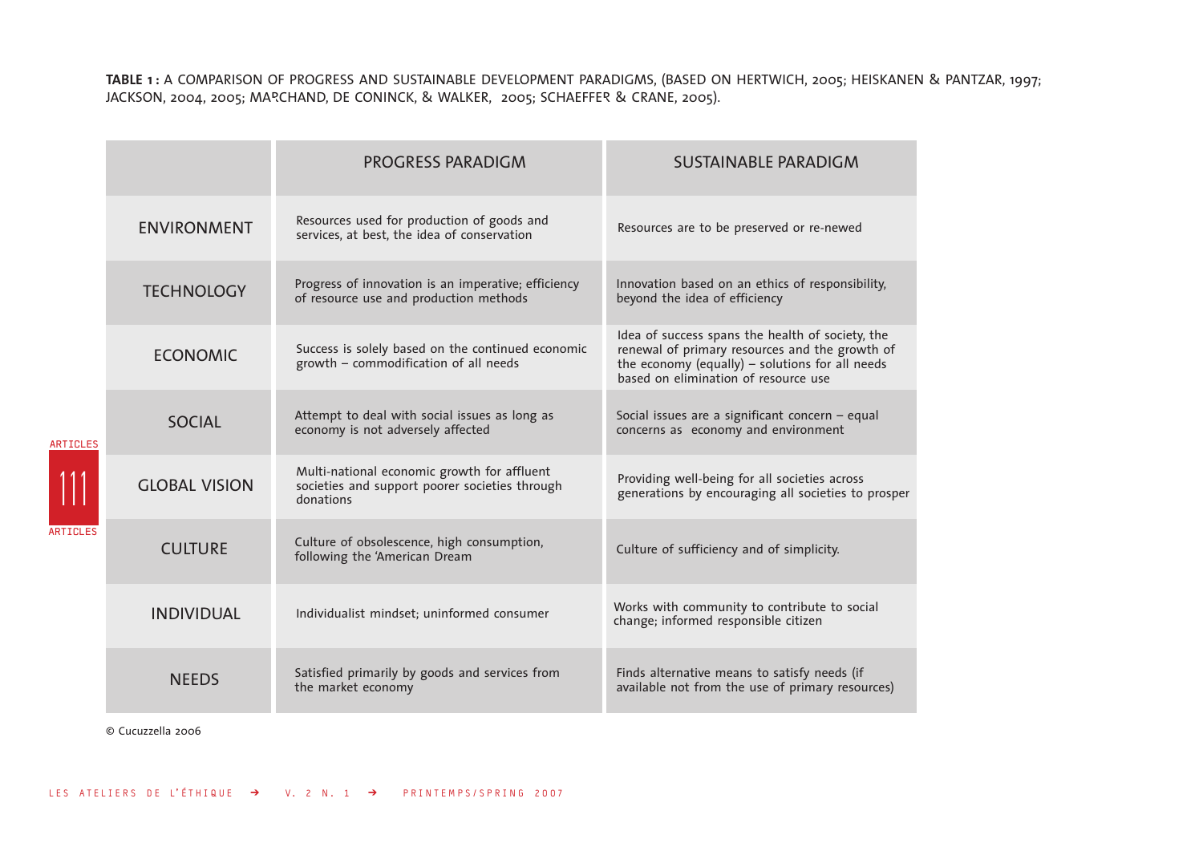**TABLE 1 :** A COMPARISON OF PROGRESS AND SUSTAINABLE DEVELOPMENT PARADIGMS, (BASED ON HERTWICH, 2005; HEISKANEN & PANTZAR, 1997; JACKSON, 2004, 2005; MARCHAND, DE CONINCK, & WALKER, 2005; SCHAEFFER & CRANE, 2005).

| | PROGRESS PARADIGM | SUSTAINABLE PARADIGM |
|---|---|---|
| ENVIRONMENT | Resources used for production of goods and services, at best, the idea of conservation | Resources are to be preserved or re-newed |
| TECHNOLOGY | Progress of innovation is an imperative; efficiency of resource use and production methods | Innovation based on an ethics of responsibility, beyond the idea of efficiency |
| ECONOMIC | Success is solely based on the continued economic growth – commodification of all needs | Idea of success spans the health of society, the renewal of primary resources and the growth of the economy (equally) – solutions for all needs based on elimination of resource use |
| SOCIAL | Attempt to deal with social issues as long as economy is not adversely affected | Social issues are a significant concern – equal concerns as economy and environment |
| GLOBAL VISION | Multi-national economic growth for affluent societies and support poorer societies through donations | Providing well-being for all societies across generations by encouraging all societies to prosper |
| CULTURE | Culture of obsolescence, high consumption, following the 'American Dream | Culture of sufficiency and of simplicity. |
| INDIVIDUAL | Individualist mindset; uninformed consumer | Works with community to contribute to social change; informed responsible citizen |
| NEEDS | Satisfied primarily by goods and services from the market economy | Finds alternative means to satisfy needs (if available not from the use of primary resources) |

© Cucuzzella 2006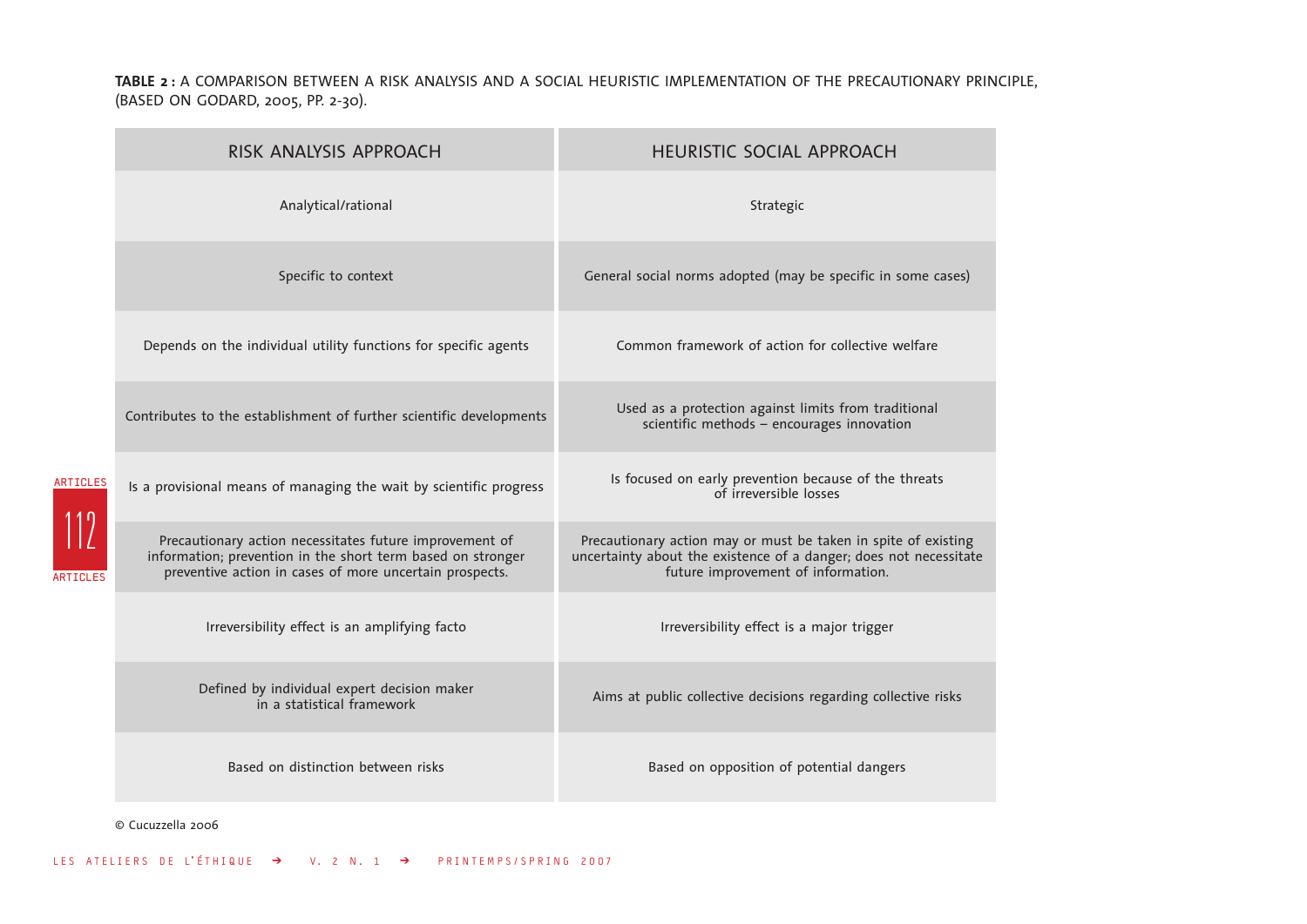**TABLE 2 :** A COMPARISON BETWEEN A RISK ANALYSIS AND A SOCIAL HEURISTIC IMPLEMENTATION OF THE PRECAUTIONARY PRINCIPLE, (BASED ON GODARD, 2005, PP. 2-30).

| RISK ANALYSIS APPROACH | HEURISTIC SOCIAL APPROACH |
|---|---|
| Analytical/rational | Strategic |
| Specific to context | General social norms adopted (may be specific in some cases) |
| Depends on the individual utility functions for specific agents | Common framework of action for collective welfare |
| Contributes to the establishment of further scientific developments | Used as a protection against limits from traditional scientific methods – encourages innovation |
| Is a provisional means of managing the wait by scientific progress | Is focused on early prevention because of the threats of irreversible losses |
| Precautionary action necessitates future improvement of information; prevention in the short term based on stronger preventive action in cases of more uncertain prospects. | Precautionary action may or must be taken in spite of existing uncertainty about the existence of a danger; does not necessitate future improvement of information. |
| Irreversibility effect is an amplifying facto | Irreversibility effect is a major trigger |
| Defined by individual expert decision maker in a statistical framework | Aims at public collective decisions regarding collective risks |
| Based on distinction between risks | Based on opposition of potential dangers |

© Cucuzzella 2006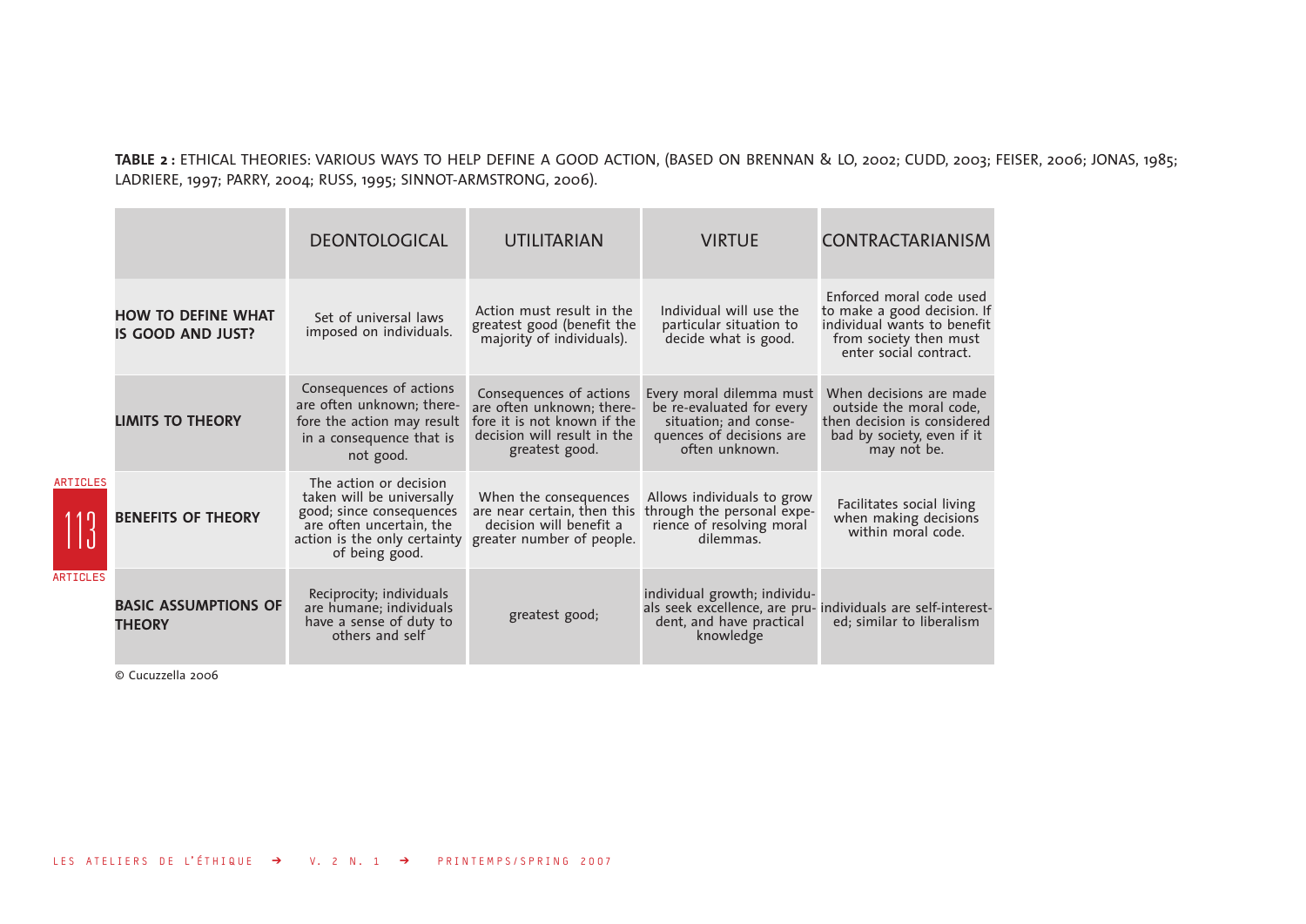**TABLE 2 :** ETHICAL THEORIES: VARIOUS WAYS TO HELP DEFINE A GOOD ACTION, (BASED ON BRENNAN & LO, 2002; CUDD, 2003; FEISER, 2006; JONAS, 1985; LADRIERE, 1997; PARRY, 2004; RUSS, 1995; SINNOT-ARMSTRONG, 2006).

| | DEONTOLOGICAL | UTILITARIAN | VIRTUE | CONTRACTARIANISM |
|---|---|---|---|---|
| **HOW TO DEFINE WHAT IS GOOD AND JUST?** | Set of universal laws imposed on individuals. | Action must result in the greatest good (benefit the majority of individuals). | Individual will use the particular situation to decide what is good. | Enforced moral code used to make a good decision. If individual wants to benefit from society then must enter social contract. |
| **LIMITS TO THEORY** | Consequences of actions are often unknown; therefore the action may result in a consequence that is not good. | Consequences of actions are often unknown; therefore it is not known if the decision will result in the greatest good. | Every moral dilemma must be re-evaluated for every situation; and consequences of decisions are often unknown. | When decisions are made outside the moral code, then decision is considered bad by society, even if it may not be. |
| **BENEFITS OF THEORY** | The action or decision taken will be universally good; since consequences are often uncertain, the action is the only certainty of being good. | When the consequences are near certain, then this decision will benefit a greater number of people. | Allows individuals to grow through the personal experience of resolving moral dilemmas. | Facilitates social living when making decisions within moral code. |
| **BASIC ASSUMPTIONS OF THEORY** | Reciprocity; individuals are humane; individuals have a sense of duty to others and self | greatest good; | individual growth; individuals seek excellence, are prudent, and have practical knowledge | individuals are self-interested; similar to liberalism |

© Cucuzzella 2006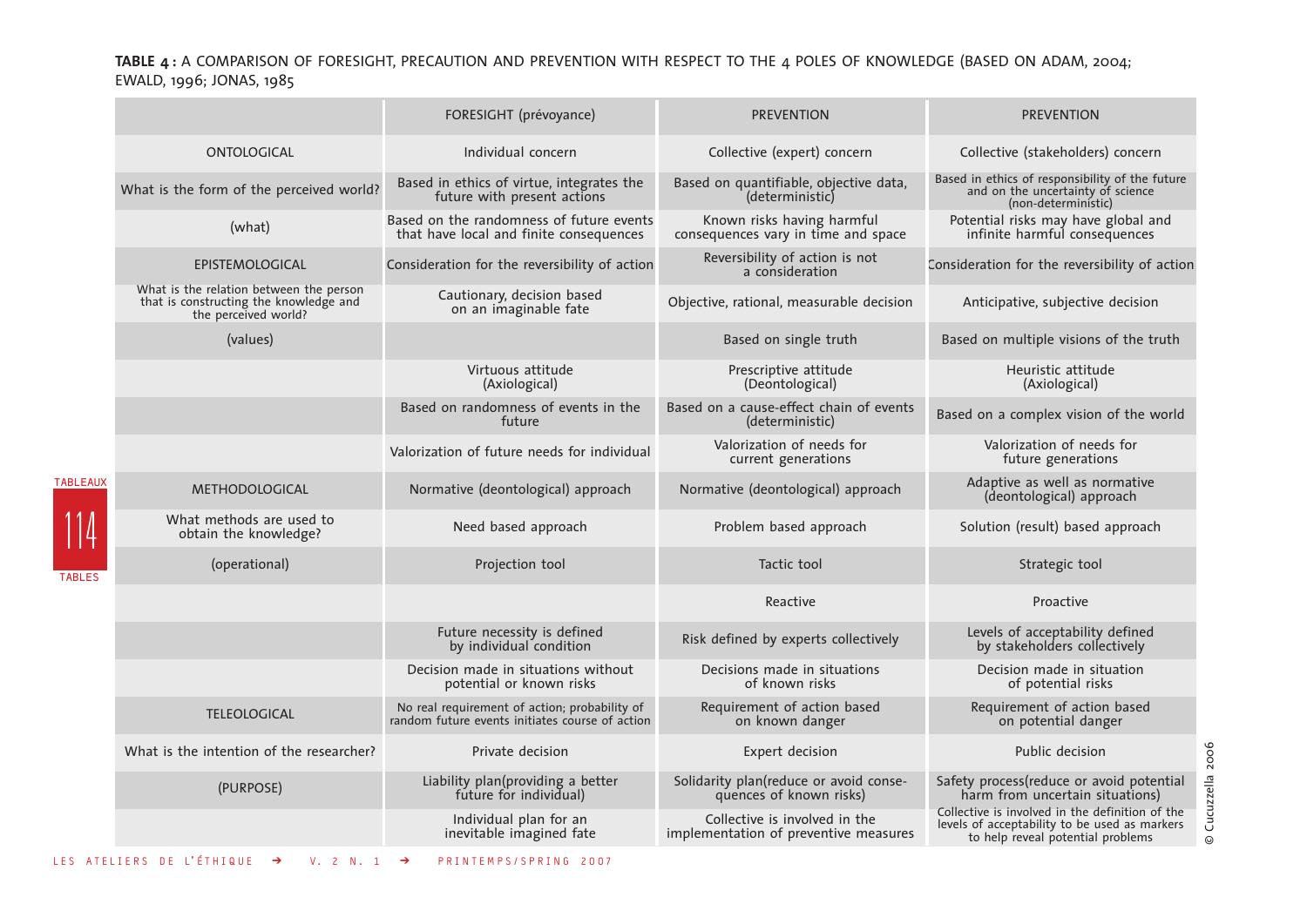**TABLE 4 :** A COMPARISON OF FORESIGHT, PRECAUTION AND PREVENTION WITH RESPECT TO THE 4 POLES OF KNOWLEDGE (BASED ON ADAM, 2004; EWALD, 1996; JONAS, 1985

| | FORESIGHT (prévoyance) | PREVENTION | PREVENTION |
|---|---|---|---|
| ONTOLOGICAL | Individual concern | Collective (expert) concern | Collective (stakeholders) concern |
| What is the form of the perceived world? | Based in ethics of virtue, integrates the future with present actions | Based on quantifiable, objective data, (deterministic) | Based in ethics of responsibility of the future and on the uncertainty of science (non-deterministic) |
| (what) | Based on the randomness of future events that have local and finite consequences | Known risks having harmful consequences vary in time and space | Potential risks may have global and infinite harmful consequences |
| EPISTEMOLOGICAL | Consideration for the reversibility of action | Reversibility of action is not a consideration | Consideration for the reversibility of action |
| What is the relation between the person that is constructing the knowledge and the perceived world? | Cautionary, decision based on an imaginable fate | Objective, rational, measurable decision | Anticipative, subjective decision |
| (values) | | Based on single truth | Based on multiple visions of the truth |
| | Virtuous attitude (Axiological) | Prescriptive attitude (Deontological) | Heuristic attitude (Axiological) |
| | Based on randomness of events in the future | Based on a cause-effect chain of events (deterministic) | Based on a complex vision of the world |
| | Valorization of future needs for individual | Valorization of needs for current generations | Valorization of needs for future generations |
| METHODOLOGICAL | Normative (deontological) approach | Normative (deontological) approach | Adaptive as well as normative (deontological) approach |
| What methods are used to obtain the knowledge? | Need based approach | Problem based approach | Solution (result) based approach |
| (operational) | Projection tool | Tactic tool | Strategic tool |
| | | Reactive | Proactive |
| | Future necessity is defined by individual condition | Risk defined by experts collectively | Levels of acceptability defined by stakeholders collectively |
| | Decision made in situations without potential or known risks | Decisions made in situations of known risks | Decision made in situation of potential risks |
| TELEOLOGICAL | No real requirement of action; probability of random future events initiates course of action | Requirement of action based on known danger | Requirement of action based on potential danger |
| What is the intention of the researcher? | Private decision | Expert decision | Public decision |
| (PURPOSE) | Liability plan(providing a better future for individual) | Solidarity plan(reduce or avoid consequences of known risks) | Safety process(reduce or avoid potential harm from uncertain situations) |
| | Individual plan for an inevitable imagined fate | Collective is involved in the implementation of preventive measures | Collective is involved in the definition of the levels of acceptability to be used as markers to help reveal potential problems |

© Cucuzzella 2006